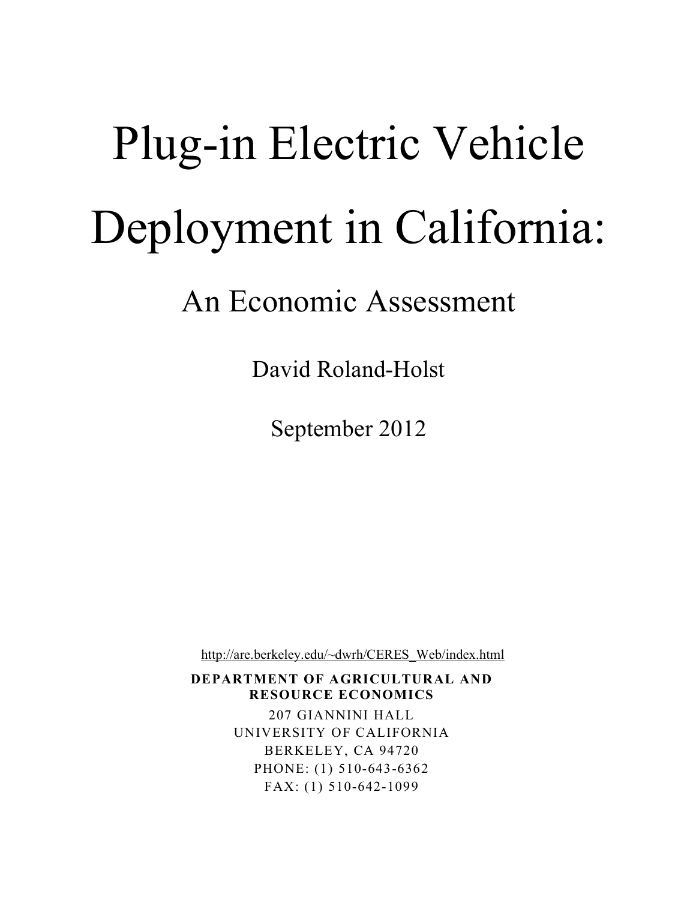# Plug-in Electric Vehicle Deployment in California:

## An Economic Assessment

David Roland-Holst

September 2012

http://are.berkeley.edu/~dwrh/CERES_Web/index.html

**DEPARTMENT OF AGRICULTURAL AND RESOURCE ECONOMICS**

207 GIANNINI HALL
UNIVERSITY OF CALIFORNIA
BERKELEY, CA 94720
PHONE: (1) 510-643-6362
FAX: (1) 510-642-1099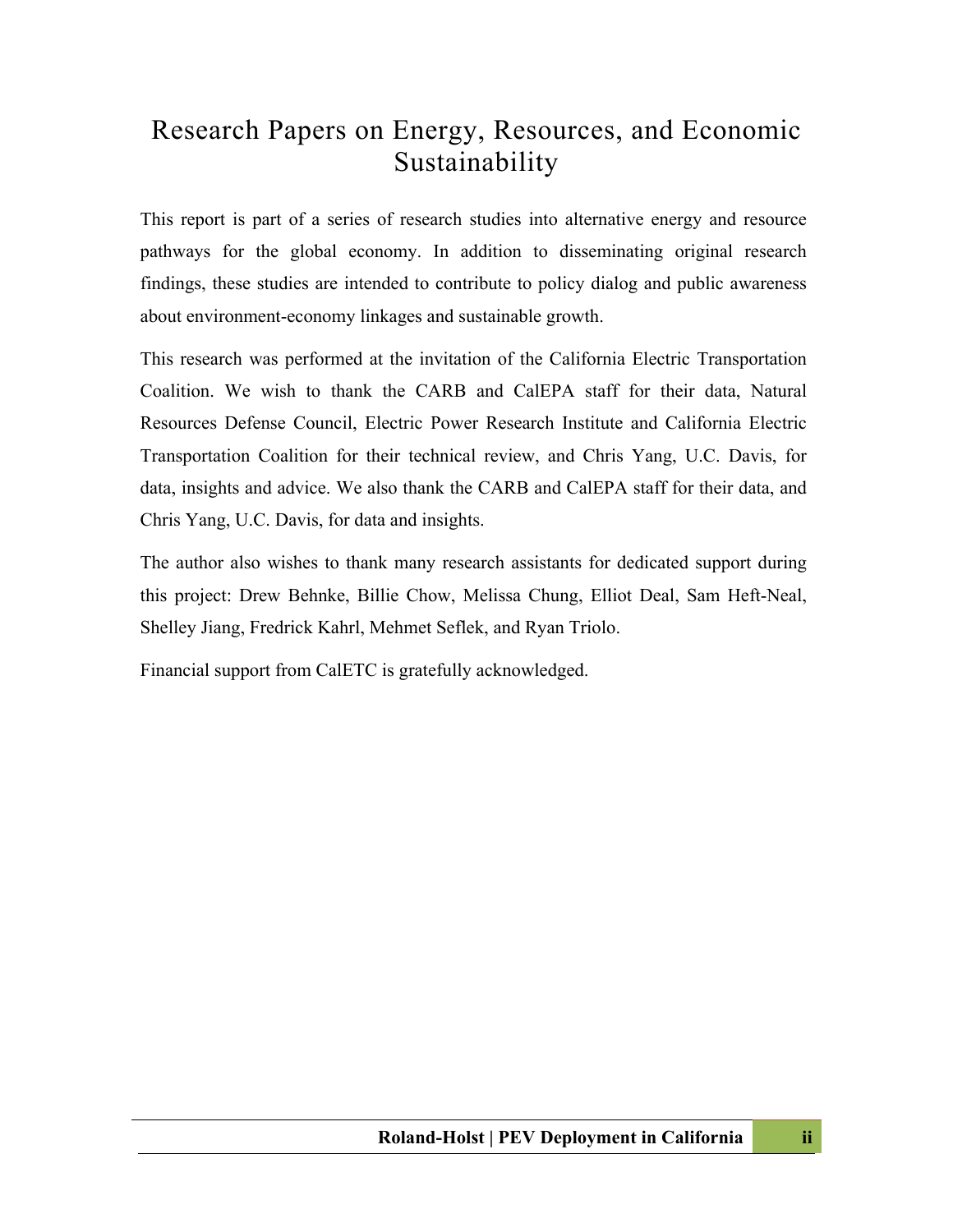# Research Papers on Energy, Resources, and Economic Sustainability

This report is part of a series of research studies into alternative energy and resource pathways for the global economy. In addition to disseminating original research findings, these studies are intended to contribute to policy dialog and public awareness about environment-economy linkages and sustainable growth.

This research was performed at the invitation of the California Electric Transportation Coalition. We wish to thank the CARB and CalEPA staff for their data, Natural Resources Defense Council, Electric Power Research Institute and California Electric Transportation Coalition for their technical review, and Chris Yang, U.C. Davis, for data, insights and advice. We also thank the CARB and CalEPA staff for their data, and Chris Yang, U.C. Davis, for data and insights.

The author also wishes to thank many research assistants for dedicated support during this project: Drew Behnke, Billie Chow, Melissa Chung, Elliot Deal, Sam Heft-Neal, Shelley Jiang, Fredrick Kahrl, Mehmet Seflek, and Ryan Triolo.

Financial support from CalETC is gratefully acknowledged.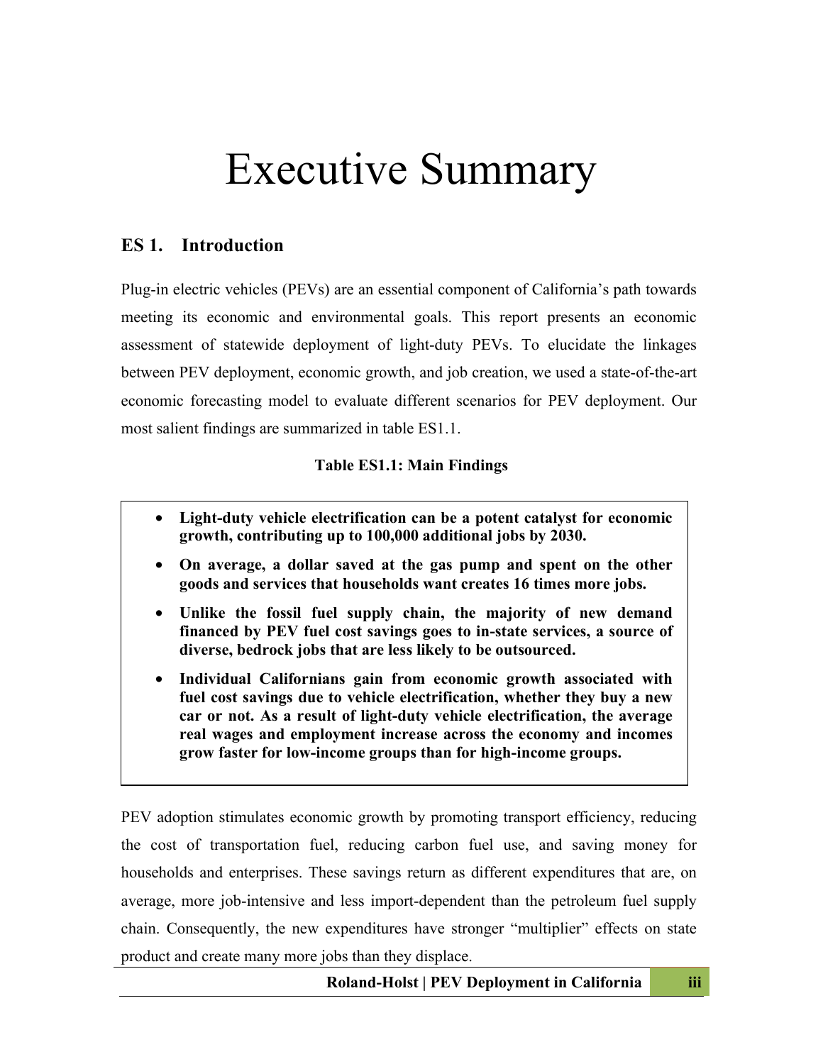# Executive Summary

## ES 1. Introduction

Plug-in electric vehicles (PEVs) are an essential component of California's path towards meeting its economic and environmental goals. This report presents an economic assessment of statewide deployment of light-duty PEVs. To elucidate the linkages between PEV deployment, economic growth, and job creation, we used a state-of-the-art economic forecasting model to evaluate different scenarios for PEV deployment. Our most salient findings are summarized in table ES1.1.

**Table ES1.1: Main Findings**

- **Light-duty vehicle electrification can be a potent catalyst for economic growth, contributing up to 100,000 additional jobs by 2030.**
- **On average, a dollar saved at the gas pump and spent on the other goods and services that households want creates 16 times more jobs.**
- **Unlike the fossil fuel supply chain, the majority of new demand financed by PEV fuel cost savings goes to in-state services, a source of diverse, bedrock jobs that are less likely to be outsourced.**
- **Individual Californians gain from economic growth associated with fuel cost savings due to vehicle electrification, whether they buy a new car or not. As a result of light-duty vehicle electrification, the average real wages and employment increase across the economy and incomes grow faster for low-income groups than for high-income groups.**

PEV adoption stimulates economic growth by promoting transport efficiency, reducing the cost of transportation fuel, reducing carbon fuel use, and saving money for households and enterprises. These savings return as different expenditures that are, on average, more job-intensive and less import-dependent than the petroleum fuel supply chain. Consequently, the new expenditures have stronger "multiplier" effects on state product and create many more jobs than they displace.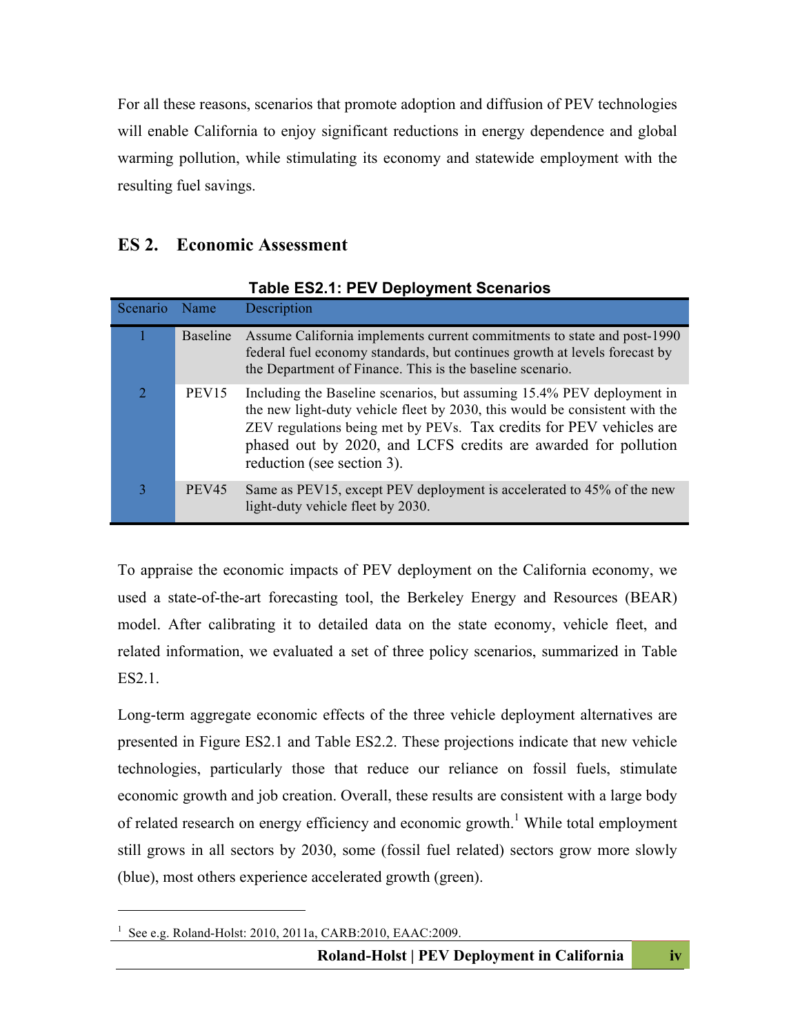For all these reasons, scenarios that promote adoption and diffusion of PEV technologies will enable California to enjoy significant reductions in energy dependence and global warming pollution, while stimulating its economy and statewide employment with the resulting fuel savings.

## ES 2. Economic Assessment

**Table ES2.1: PEV Deployment Scenarios**

| Scenario | Name | Description |
|---|---|---|
| 1 | Baseline | Assume California implements current commitments to state and post-1990 federal fuel economy standards, but continues growth at levels forecast by the Department of Finance. This is the baseline scenario. |
| 2 | PEV15 | Including the Baseline scenarios, but assuming 15.4% PEV deployment in the new light-duty vehicle fleet by 2030, this would be consistent with the ZEV regulations being met by PEVs. Tax credits for PEV vehicles are phased out by 2020, and LCFS credits are awarded for pollution reduction (see section 3). |
| 3 | PEV45 | Same as PEV15, except PEV deployment is accelerated to 45% of the new light-duty vehicle fleet by 2030. |

To appraise the economic impacts of PEV deployment on the California economy, we used a state-of-the-art forecasting tool, the Berkeley Energy and Resources (BEAR) model. After calibrating it to detailed data on the state economy, vehicle fleet, and related information, we evaluated a set of three policy scenarios, summarized in Table ES2.1.

Long-term aggregate economic effects of the three vehicle deployment alternatives are presented in Figure ES2.1 and Table ES2.2. These projections indicate that new vehicle technologies, particularly those that reduce our reliance on fossil fuels, stimulate economic growth and job creation. Overall, these results are consistent with a large body of related research on energy efficiency and economic growth.[1] While total employment still grows in all sectors by 2030, some (fossil fuel related) sectors grow more slowly (blue), most others experience accelerated growth (green).

[1] See e.g. Roland-Holst: 2010, 2011a, CARB:2010, EAAC:2009.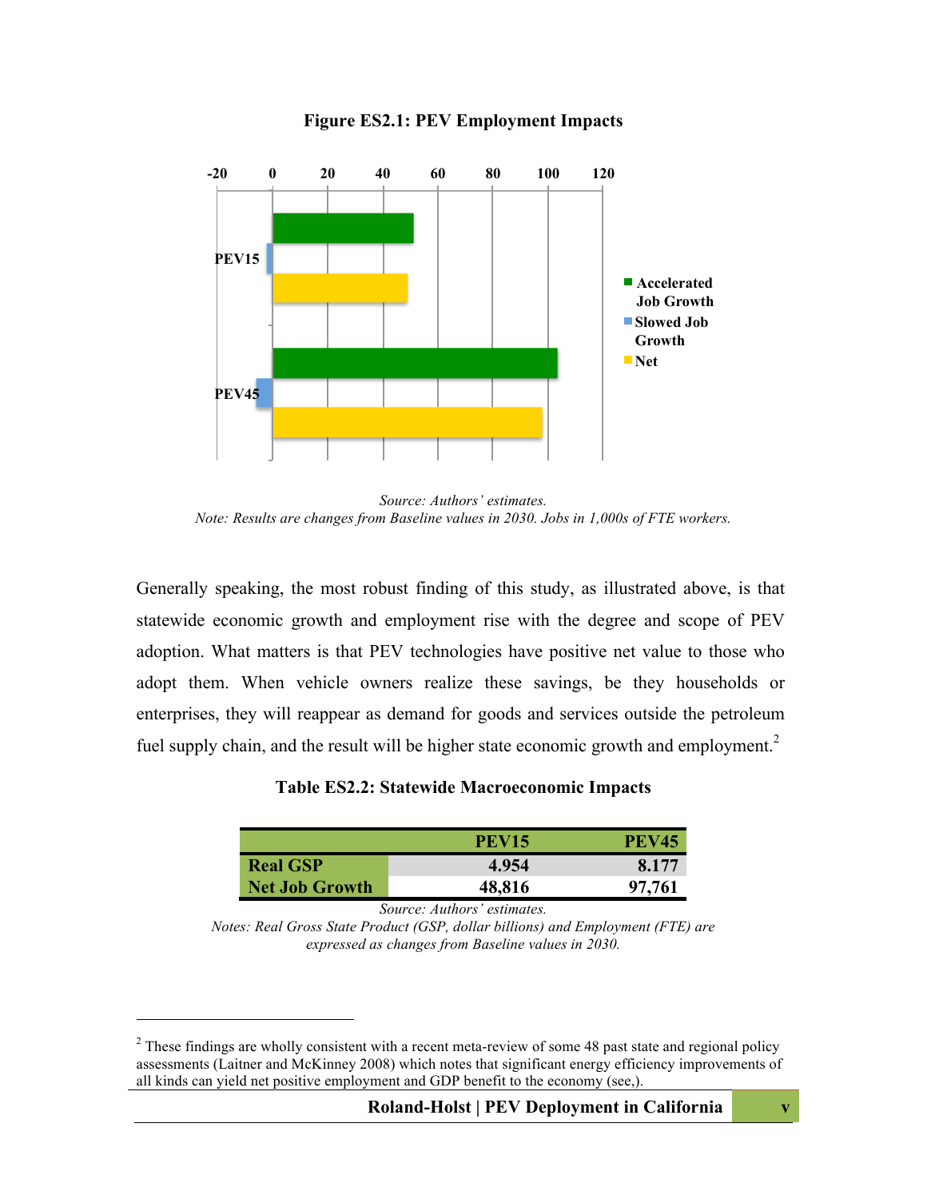**Figure ES2.1: PEV Employment Impacts**

*Source: Authors' estimates.*
*Note: Results are changes from Baseline values in 2030. Jobs in 1,000s of FTE workers.*

Generally speaking, the most robust finding of this study, as illustrated above, is that statewide economic growth and employment rise with the degree and scope of PEV adoption. What matters is that PEV technologies have positive net value to those who adopt them. When vehicle owners realize these savings, be they households or enterprises, they will reappear as demand for goods and services outside the petroleum fuel supply chain, and the result will be higher state economic growth and employment.[2]

**Table ES2.2: Statewide Macroeconomic Impacts**

| | PEV15 | PEV45 |
|---|---|---|
| **Real GSP** | 4.954 | 8.177 |
| **Net Job Growth** | 48,816 | 97,761 |

*Source: Authors' estimates.*
*Notes: Real Gross State Product (GSP, dollar billions) and Employment (FTE) are expressed as changes from Baseline values in 2030.*

[2] These findings are wholly consistent with a recent meta-review of some 48 past state and regional policy assessments (Laitner and McKinney 2008) which notes that significant energy efficiency improvements of all kinds can yield net positive employment and GDP benefit to the economy (see,).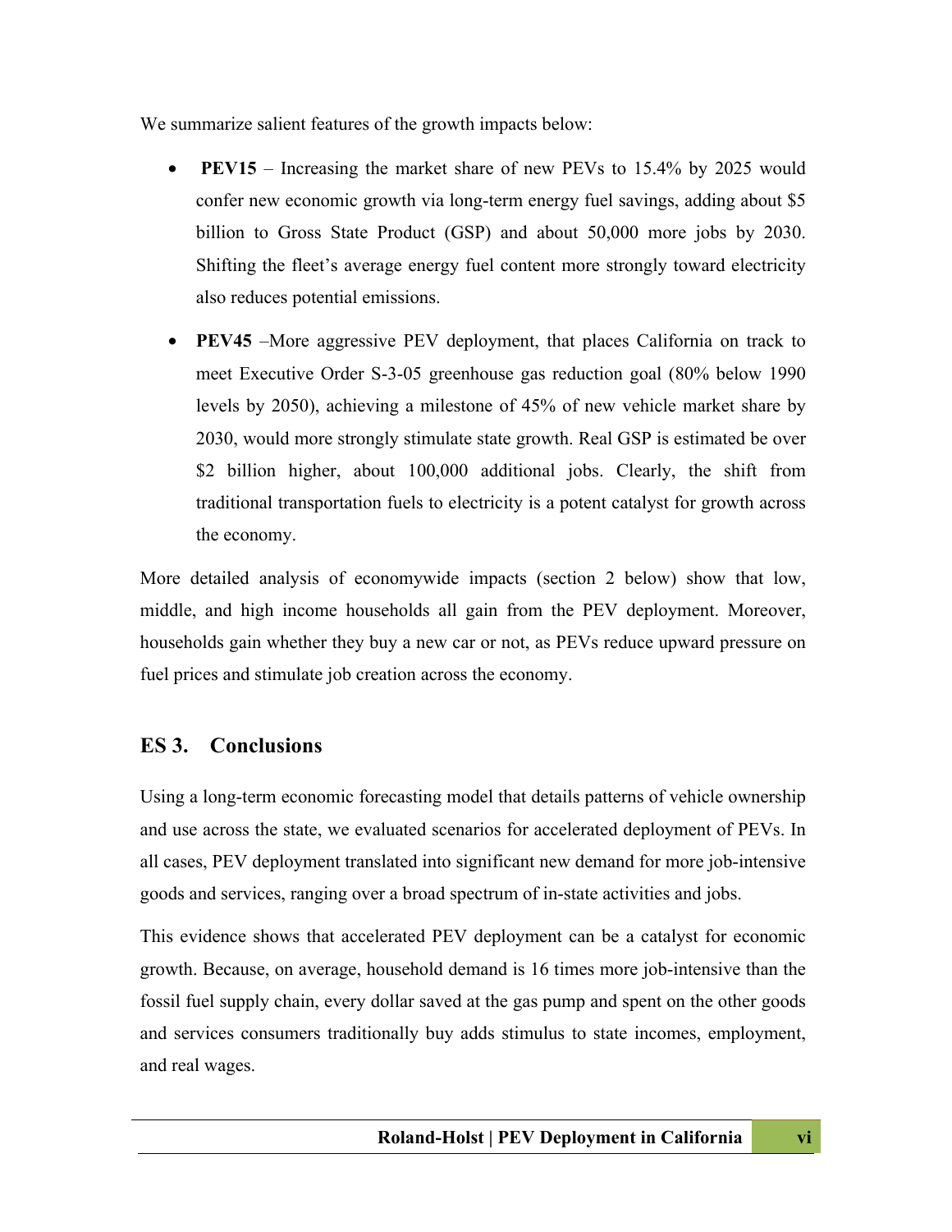We summarize salient features of the growth impacts below:

- **PEV15** – Increasing the market share of new PEVs to 15.4% by 2025 would confer new economic growth via long-term energy fuel savings, adding about $5 billion to Gross State Product (GSP) and about 50,000 more jobs by 2030. Shifting the fleet's average energy fuel content more strongly toward electricity also reduces potential emissions.
- **PEV45** –More aggressive PEV deployment, that places California on track to meet Executive Order S-3-05 greenhouse gas reduction goal (80% below 1990 levels by 2050), achieving a milestone of 45% of new vehicle market share by 2030, would more strongly stimulate state growth. Real GSP is estimated be over $2 billion higher, about 100,000 additional jobs. Clearly, the shift from traditional transportation fuels to electricity is a potent catalyst for growth across the economy.

More detailed analysis of economywide impacts (section 2 below) show that low, middle, and high income households all gain from the PEV deployment. Moreover, households gain whether they buy a new car or not, as PEVs reduce upward pressure on fuel prices and stimulate job creation across the economy.

## ES 3. Conclusions

Using a long-term economic forecasting model that details patterns of vehicle ownership and use across the state, we evaluated scenarios for accelerated deployment of PEVs. In all cases, PEV deployment translated into significant new demand for more job-intensive goods and services, ranging over a broad spectrum of in-state activities and jobs.

This evidence shows that accelerated PEV deployment can be a catalyst for economic growth. Because, on average, household demand is 16 times more job-intensive than the fossil fuel supply chain, every dollar saved at the gas pump and spent on the other goods and services consumers traditionally buy adds stimulus to state incomes, employment, and real wages.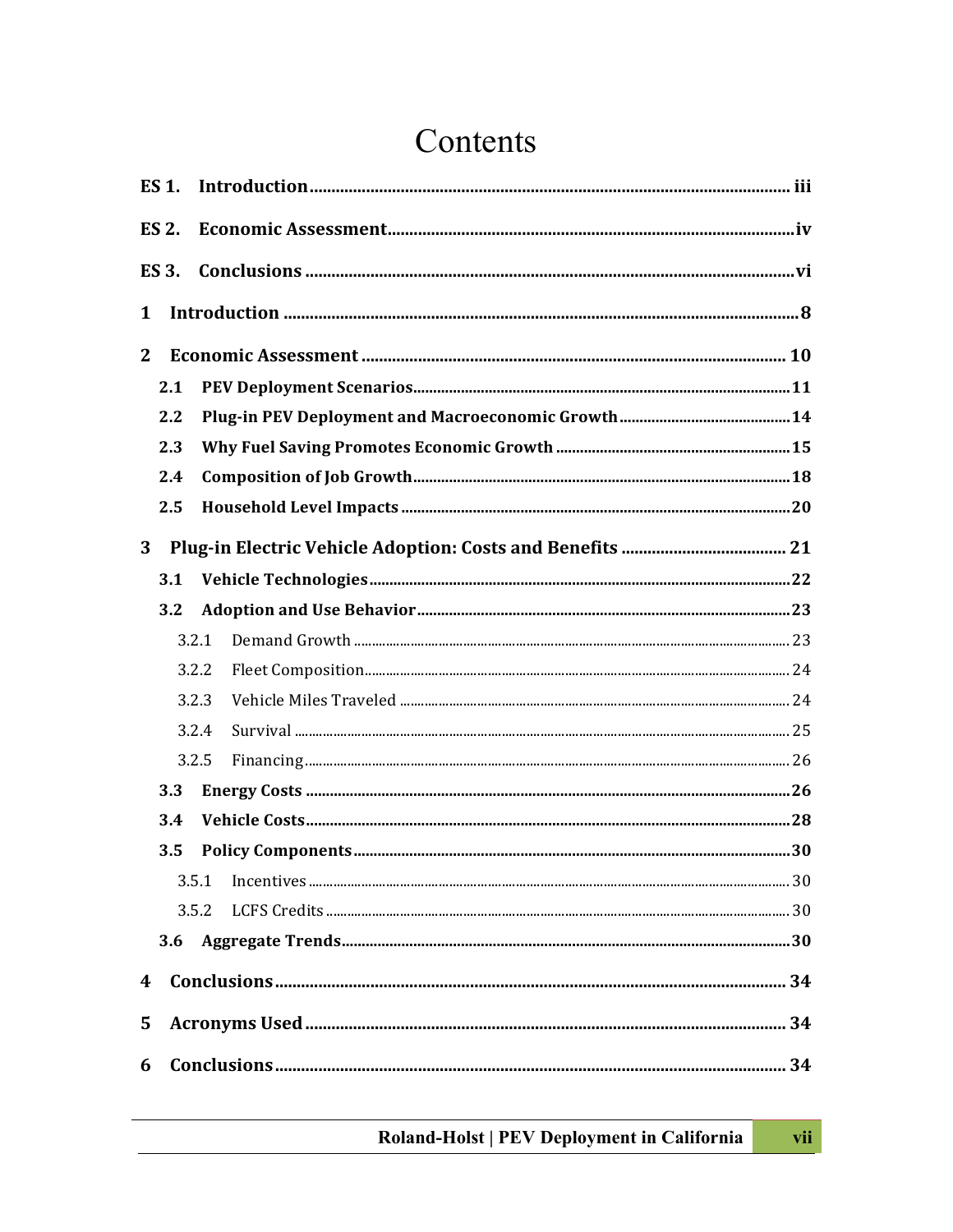# Contents

**ES 1. Introduction** ..................................................................................................... iii

**ES 2. Economic Assessment** ...................................................................................... iv

**ES 3. Conclusions** ...................................................................................................... vi

**1 Introduction** ........................................................................................................... 8

**2 Economic Assessment** ........................................................................................... 10

- **2.1 PEV Deployment Scenarios** ............................................................................ 11
- **2.2 Plug-in PEV Deployment and Macroeconomic Growth** ................................. 14
- **2.3 Why Fuel Saving Promotes Economic Growth** ................................................ 15
- **2.4 Composition of Job Growth** .......................................................................... 18
- **2.5 Household Level Impacts** .............................................................................. 20

**3 Plug-in Electric Vehicle Adoption: Costs and Benefits** ......................................... 21

- **3.1 Vehicle Technologies** .................................................................................... 22
- **3.2 Adoption and Use Behavior** .......................................................................... 23
  - 3.2.1 Demand Growth ........................................................................................ 23
  - 3.2.2 Fleet Composition ..................................................................................... 24
  - 3.2.3 Vehicle Miles Traveled .............................................................................. 24
  - 3.2.4 Survival ..................................................................................................... 25
  - 3.2.5 Financing .................................................................................................. 26
- **3.3 Energy Costs** ................................................................................................. 26
- **3.4 Vehicle Costs** ................................................................................................ 28
- **3.5 Policy Components** ....................................................................................... 30
  - 3.5.1 Incentives .................................................................................................. 30
  - 3.5.2 LCFS Credits .............................................................................................. 30
- **3.6 Aggregate Trends** .......................................................................................... 30

**4 Conclusions** ........................................................................................................... 34

**5 Acronyms Used** ...................................................................................................... 34

**6 Conclusions** ........................................................................................................... 34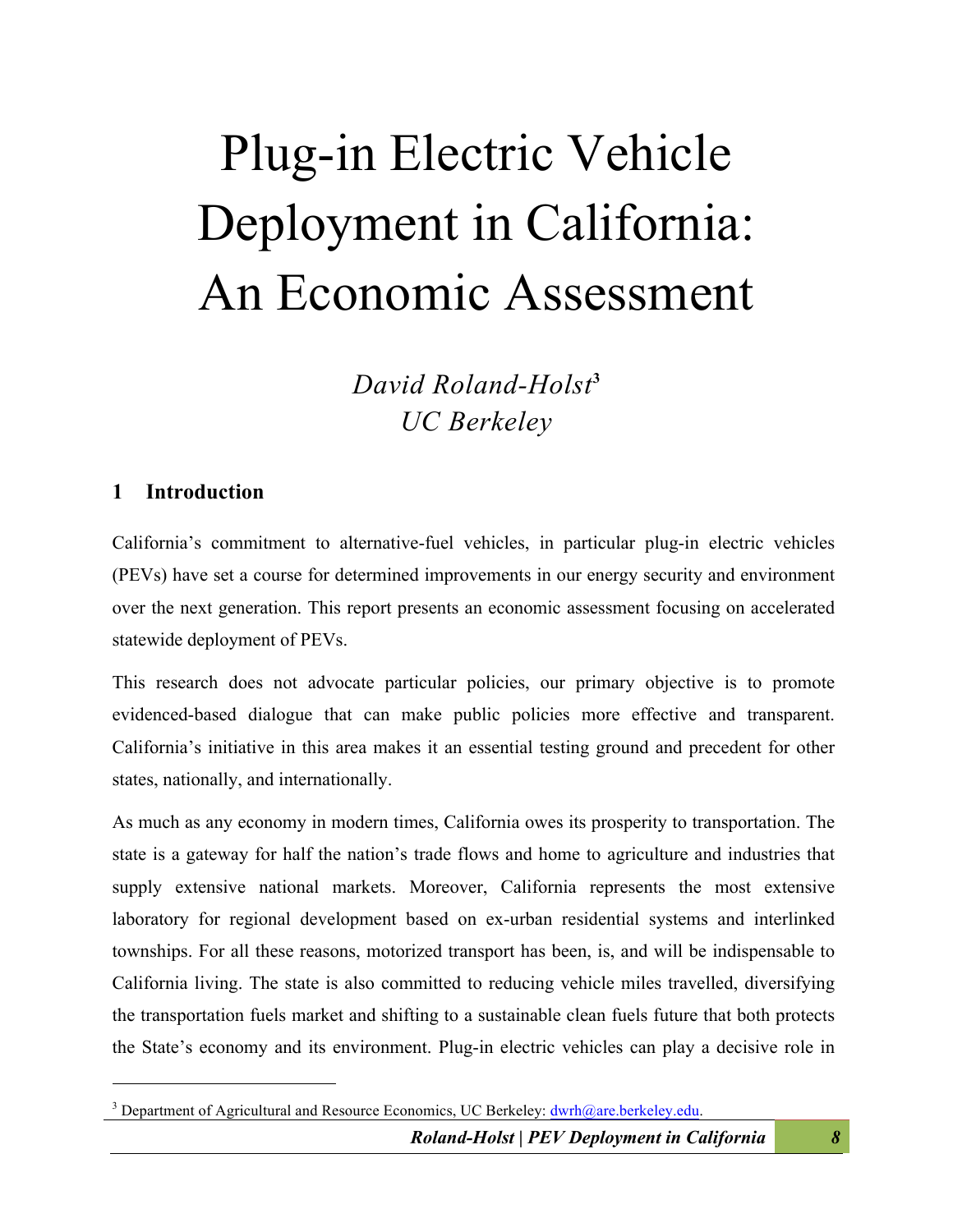# Plug-in Electric Vehicle Deployment in California: An Economic Assessment

*David Roland-Holst*[3]
*UC Berkeley*

## 1 Introduction

California's commitment to alternative-fuel vehicles, in particular plug-in electric vehicles (PEVs) have set a course for determined improvements in our energy security and environment over the next generation. This report presents an economic assessment focusing on accelerated statewide deployment of PEVs.

This research does not advocate particular policies, our primary objective is to promote evidenced-based dialogue that can make public policies more effective and transparent. California's initiative in this area makes it an essential testing ground and precedent for other states, nationally, and internationally.

As much as any economy in modern times, California owes its prosperity to transportation. The state is a gateway for half the nation's trade flows and home to agriculture and industries that supply extensive national markets. Moreover, California represents the most extensive laboratory for regional development based on ex-urban residential systems and interlinked townships. For all these reasons, motorized transport has been, is, and will be indispensable to California living. The state is also committed to reducing vehicle miles travelled, diversifying the transportation fuels market and shifting to a sustainable clean fuels future that both protects the State's economy and its environment. Plug-in electric vehicles can play a decisive role in

[3] Department of Agricultural and Resource Economics, UC Berkeley: dwrh@are.berkeley.edu.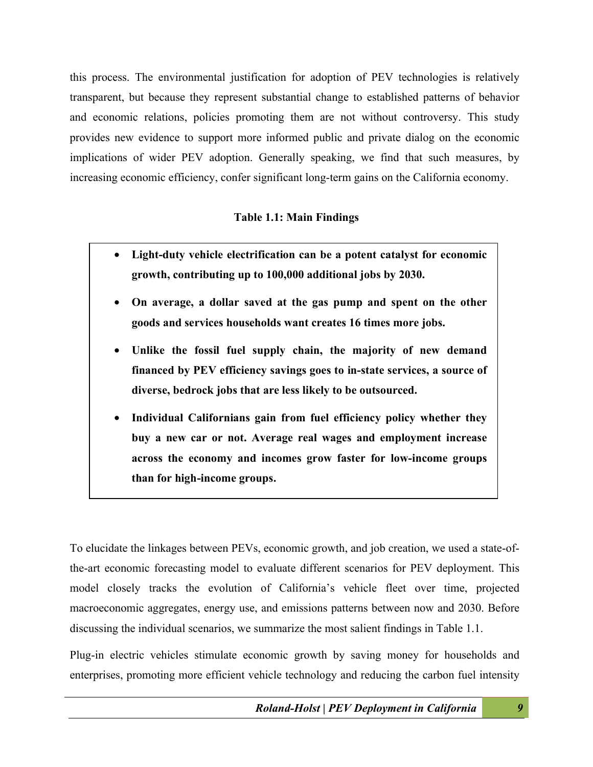this process. The environmental justification for adoption of PEV technologies is relatively transparent, but because they represent substantial change to established patterns of behavior and economic relations, policies promoting them are not without controversy. This study provides new evidence to support more informed public and private dialog on the economic implications of wider PEV adoption. Generally speaking, we find that such measures, by increasing economic efficiency, confer significant long-term gains on the California economy.

**Table 1.1: Main Findings**

- **Light-duty vehicle electrification can be a potent catalyst for economic growth, contributing up to 100,000 additional jobs by 2030.**
- **On average, a dollar saved at the gas pump and spent on the other goods and services households want creates 16 times more jobs.**
- **Unlike the fossil fuel supply chain, the majority of new demand financed by PEV efficiency savings goes to in-state services, a source of diverse, bedrock jobs that are less likely to be outsourced.**
- **Individual Californians gain from fuel efficiency policy whether they buy a new car or not. Average real wages and employment increase across the economy and incomes grow faster for low-income groups than for high-income groups.**

To elucidate the linkages between PEVs, economic growth, and job creation, we used a state-of-the-art economic forecasting model to evaluate different scenarios for PEV deployment. This model closely tracks the evolution of California's vehicle fleet over time, projected macroeconomic aggregates, energy use, and emissions patterns between now and 2030. Before discussing the individual scenarios, we summarize the most salient findings in Table 1.1.

Plug-in electric vehicles stimulate economic growth by saving money for households and enterprises, promoting more efficient vehicle technology and reducing the carbon fuel intensity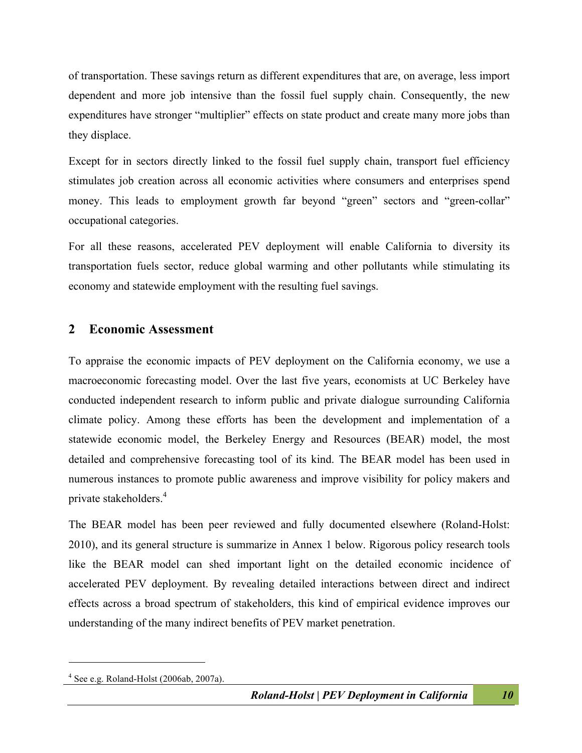of transportation. These savings return as different expenditures that are, on average, less import dependent and more job intensive than the fossil fuel supply chain. Consequently, the new expenditures have stronger "multiplier" effects on state product and create many more jobs than they displace.

Except for in sectors directly linked to the fossil fuel supply chain, transport fuel efficiency stimulates job creation across all economic activities where consumers and enterprises spend money. This leads to employment growth far beyond "green" sectors and "green-collar" occupational categories.

For all these reasons, accelerated PEV deployment will enable California to diversity its transportation fuels sector, reduce global warming and other pollutants while stimulating its economy and statewide employment with the resulting fuel savings.

## 2 Economic Assessment

To appraise the economic impacts of PEV deployment on the California economy, we use a macroeconomic forecasting model. Over the last five years, economists at UC Berkeley have conducted independent research to inform public and private dialogue surrounding California climate policy. Among these efforts has been the development and implementation of a statewide economic model, the Berkeley Energy and Resources (BEAR) model, the most detailed and comprehensive forecasting tool of its kind. The BEAR model has been used in numerous instances to promote public awareness and improve visibility for policy makers and private stakeholders.[4]

The BEAR model has been peer reviewed and fully documented elsewhere (Roland-Holst: 2010), and its general structure is summarize in Annex 1 below. Rigorous policy research tools like the BEAR model can shed important light on the detailed economic incidence of accelerated PEV deployment. By revealing detailed interactions between direct and indirect effects across a broad spectrum of stakeholders, this kind of empirical evidence improves our understanding of the many indirect benefits of PEV market penetration.

---

[4] See e.g. Roland-Holst (2006ab, 2007a).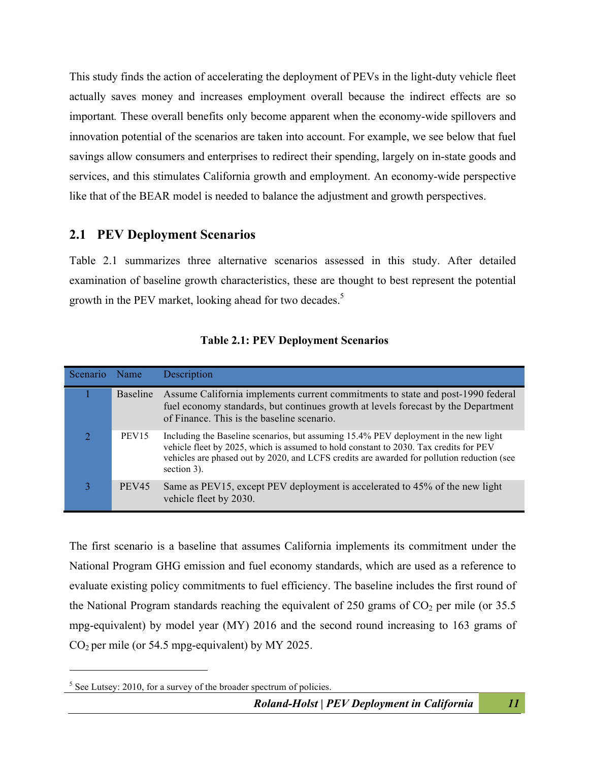This study finds the action of accelerating the deployment of PEVs in the light-duty vehicle fleet actually saves money and increases employment overall because the indirect effects are so important*.* These overall benefits only become apparent when the economy-wide spillovers and innovation potential of the scenarios are taken into account. For example, we see below that fuel savings allow consumers and enterprises to redirect their spending, largely on in-state goods and services, and this stimulates California growth and employment. An economy-wide perspective like that of the BEAR model is needed to balance the adjustment and growth perspectives.

## 2.1 PEV Deployment Scenarios

Table 2.1 summarizes three alternative scenarios assessed in this study. After detailed examination of baseline growth characteristics, these are thought to best represent the potential growth in the PEV market, looking ahead for two decades.[5]

**Table 2.1: PEV Deployment Scenarios**

| Scenario | Name | Description |
|---|---|---|
| 1 | Baseline | Assume California implements current commitments to state and post-1990 federal fuel economy standards, but continues growth at levels forecast by the Department of Finance. This is the baseline scenario. |
| 2 | PEV15 | Including the Baseline scenarios, but assuming 15.4% PEV deployment in the new light vehicle fleet by 2025, which is assumed to hold constant to 2030. Tax credits for PEV vehicles are phased out by 2020, and LCFS credits are awarded for pollution reduction (see section 3). |
| 3 | PEV45 | Same as PEV15, except PEV deployment is accelerated to 45% of the new light vehicle fleet by 2030. |

The first scenario is a baseline that assumes California implements its commitment under the National Program GHG emission and fuel economy standards, which are used as a reference to evaluate existing policy commitments to fuel efficiency. The baseline includes the first round of the National Program standards reaching the equivalent of 250 grams of $CO_2$ per mile (or 35.5 mpg-equivalent) by model year (MY) 2016 and the second round increasing to 163 grams of $CO_2$ per mile (or 54.5 mpg-equivalent) by MY 2025.

[5] See Lutsey: 2010, for a survey of the broader spectrum of policies.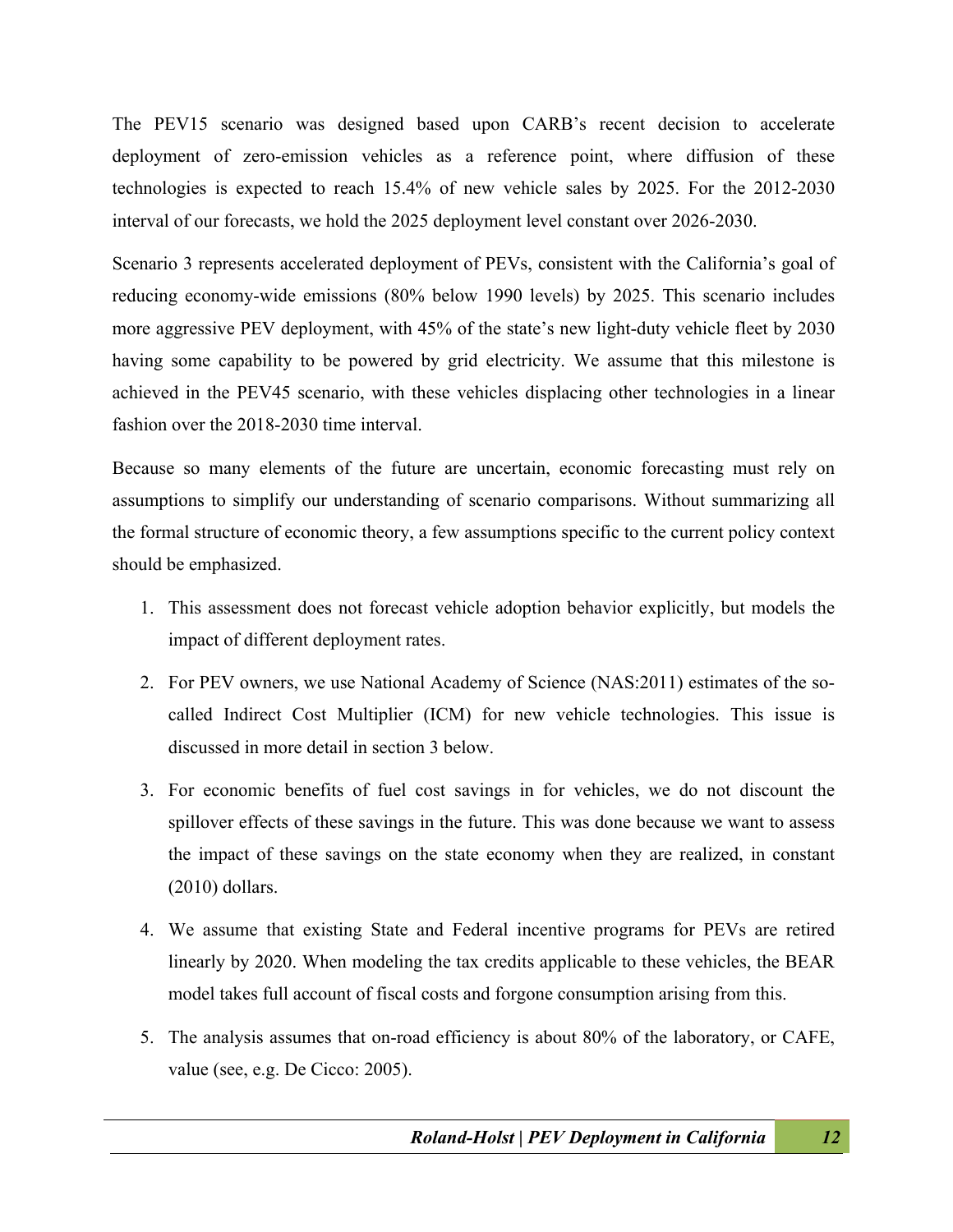The PEV15 scenario was designed based upon CARB's recent decision to accelerate deployment of zero-emission vehicles as a reference point, where diffusion of these technologies is expected to reach 15.4% of new vehicle sales by 2025. For the 2012-2030 interval of our forecasts, we hold the 2025 deployment level constant over 2026-2030.

Scenario 3 represents accelerated deployment of PEVs, consistent with the California's goal of reducing economy-wide emissions (80% below 1990 levels) by 2025. This scenario includes more aggressive PEV deployment, with 45% of the state's new light-duty vehicle fleet by 2030 having some capability to be powered by grid electricity. We assume that this milestone is achieved in the PEV45 scenario, with these vehicles displacing other technologies in a linear fashion over the 2018-2030 time interval.

Because so many elements of the future are uncertain, economic forecasting must rely on assumptions to simplify our understanding of scenario comparisons. Without summarizing all the formal structure of economic theory, a few assumptions specific to the current policy context should be emphasized.

1. This assessment does not forecast vehicle adoption behavior explicitly, but models the impact of different deployment rates.
2. For PEV owners, we use National Academy of Science (NAS:2011) estimates of the so-called Indirect Cost Multiplier (ICM) for new vehicle technologies. This issue is discussed in more detail in section 3 below.
3. For economic benefits of fuel cost savings in for vehicles, we do not discount the spillover effects of these savings in the future. This was done because we want to assess the impact of these savings on the state economy when they are realized, in constant (2010) dollars.
4. We assume that existing State and Federal incentive programs for PEVs are retired linearly by 2020. When modeling the tax credits applicable to these vehicles, the BEAR model takes full account of fiscal costs and forgone consumption arising from this.
5. The analysis assumes that on-road efficiency is about 80% of the laboratory, or CAFE, value (see, e.g. De Cicco: 2005).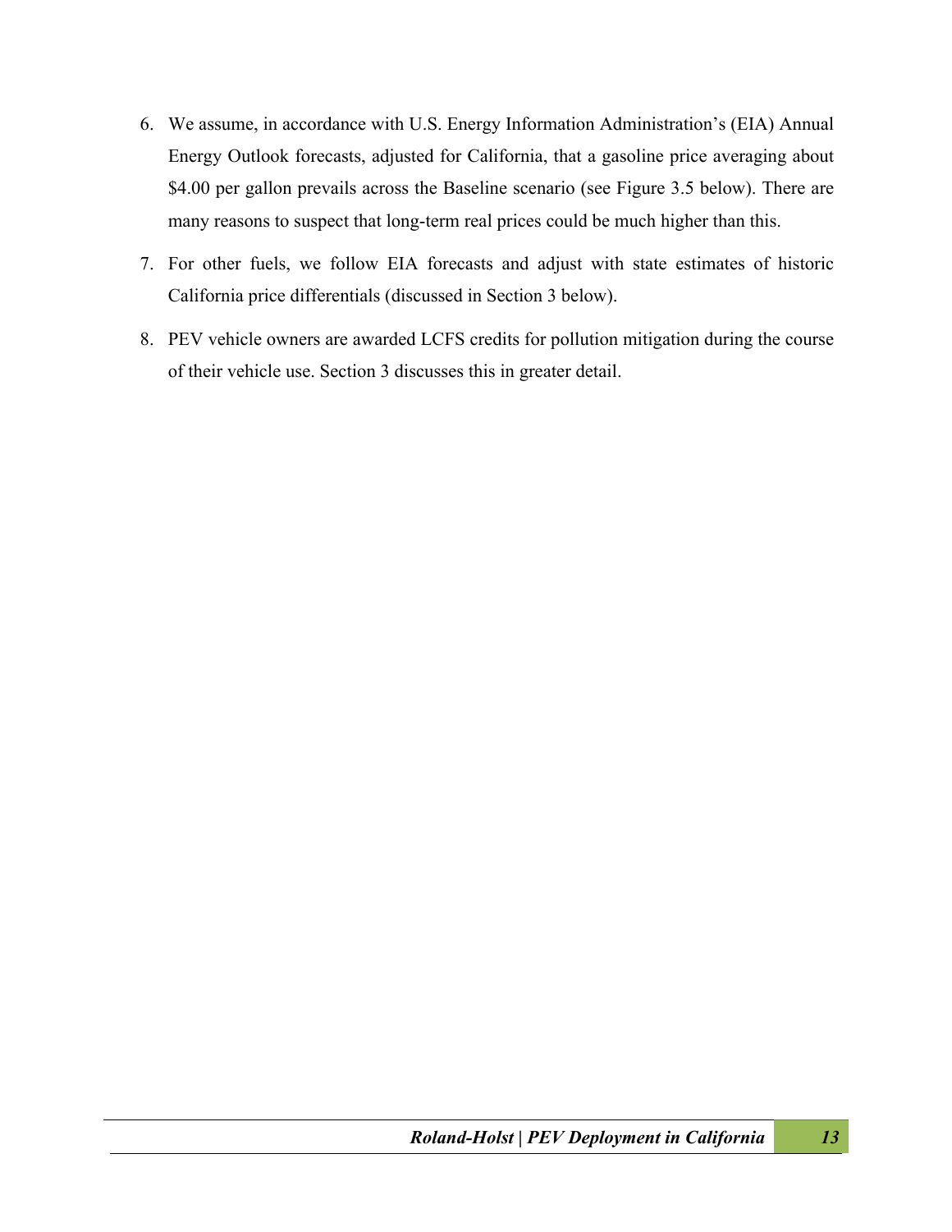6. We assume, in accordance with U.S. Energy Information Administration's (EIA) Annual Energy Outlook forecasts, adjusted for California, that a gasoline price averaging about $4.00 per gallon prevails across the Baseline scenario (see Figure 3.5 below). There are many reasons to suspect that long-term real prices could be much higher than this.
7. For other fuels, we follow EIA forecasts and adjust with state estimates of historic California price differentials (discussed in Section 3 below).
8. PEV vehicle owners are awarded LCFS credits for pollution mitigation during the course of their vehicle use. Section 3 discusses this in greater detail.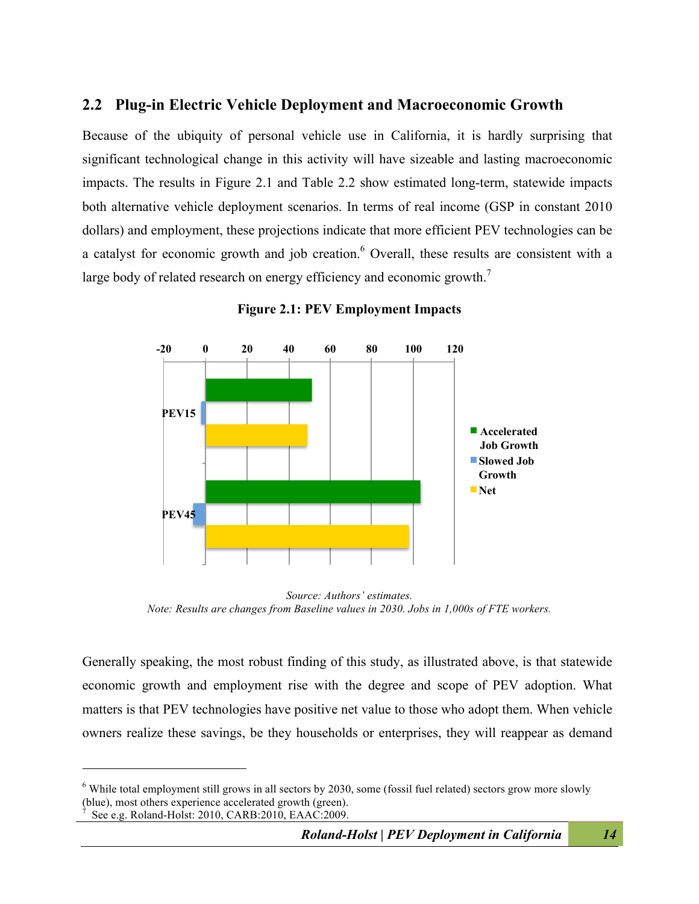## 2.2 Plug-in Electric Vehicle Deployment and Macroeconomic Growth

Because of the ubiquity of personal vehicle use in California, it is hardly surprising that significant technological change in this activity will have sizeable and lasting macroeconomic impacts. The results in Figure 2.1 and Table 2.2 show estimated long-term, statewide impacts both alternative vehicle deployment scenarios. In terms of real income (GSP in constant 2010 dollars) and employment, these projections indicate that more efficient PEV technologies can be a catalyst for economic growth and job creation.[6] Overall, these results are consistent with a large body of related research on energy efficiency and economic growth.[7]

**Figure 2.1: PEV Employment Impacts**

*Source: Authors' estimates.*
*Note: Results are changes from Baseline values in 2030. Jobs in 1,000s of FTE workers.*

Generally speaking, the most robust finding of this study, as illustrated above, is that statewide economic growth and employment rise with the degree and scope of PEV adoption. What matters is that PEV technologies have positive net value to those who adopt them. When vehicle owners realize these savings, be they households or enterprises, they will reappear as demand

---

[6] While total employment still grows in all sectors by 2030, some (fossil fuel related) sectors grow more slowly (blue), most others experience accelerated growth (green).

[7] See e.g. Roland-Holst: 2010, CARB:2010, EAAC:2009.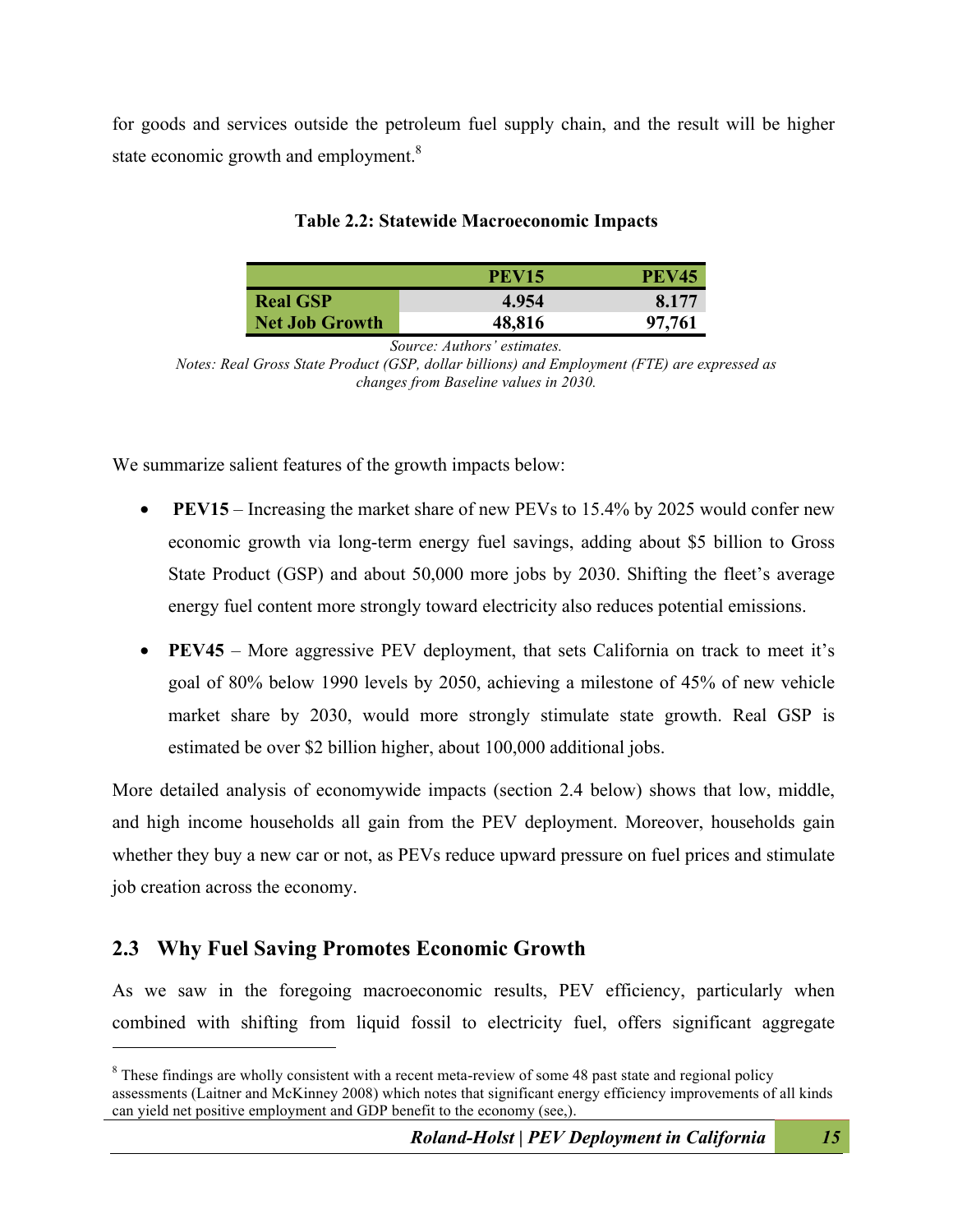for goods and services outside the petroleum fuel supply chain, and the result will be higher state economic growth and employment.[8]

**Table 2.2: Statewide Macroeconomic Impacts**

| | PEV15 | PEV45 |
|---|---|---|
| **Real GSP** | **4.954** | **8.177** |
| **Net Job Growth** | **48,816** | **97,761** |

*Source: Authors' estimates.*
*Notes: Real Gross State Product (GSP, dollar billions) and Employment (FTE) are expressed as changes from Baseline values in 2030.*

We summarize salient features of the growth impacts below:

- **PEV15** – Increasing the market share of new PEVs to 15.4% by 2025 would confer new economic growth via long-term energy fuel savings, adding about $5 billion to Gross State Product (GSP) and about 50,000 more jobs by 2030. Shifting the fleet's average energy fuel content more strongly toward electricity also reduces potential emissions.
- **PEV45** – More aggressive PEV deployment, that sets California on track to meet it's goal of 80% below 1990 levels by 2050, achieving a milestone of 45% of new vehicle market share by 2030, would more strongly stimulate state growth. Real GSP is estimated be over $2 billion higher, about 100,000 additional jobs.

More detailed analysis of economywide impacts (section 2.4 below) shows that low, middle, and high income households all gain from the PEV deployment. Moreover, households gain whether they buy a new car or not, as PEVs reduce upward pressure on fuel prices and stimulate job creation across the economy.

## 2.3 Why Fuel Saving Promotes Economic Growth

As we saw in the foregoing macroeconomic results, PEV efficiency, particularly when combined with shifting from liquid fossil to electricity fuel, offers significant aggregate

---

[8] These findings are wholly consistent with a recent meta-review of some 48 past state and regional policy assessments (Laitner and McKinney 2008) which notes that significant energy efficiency improvements of all kinds can yield net positive employment and GDP benefit to the economy (see,).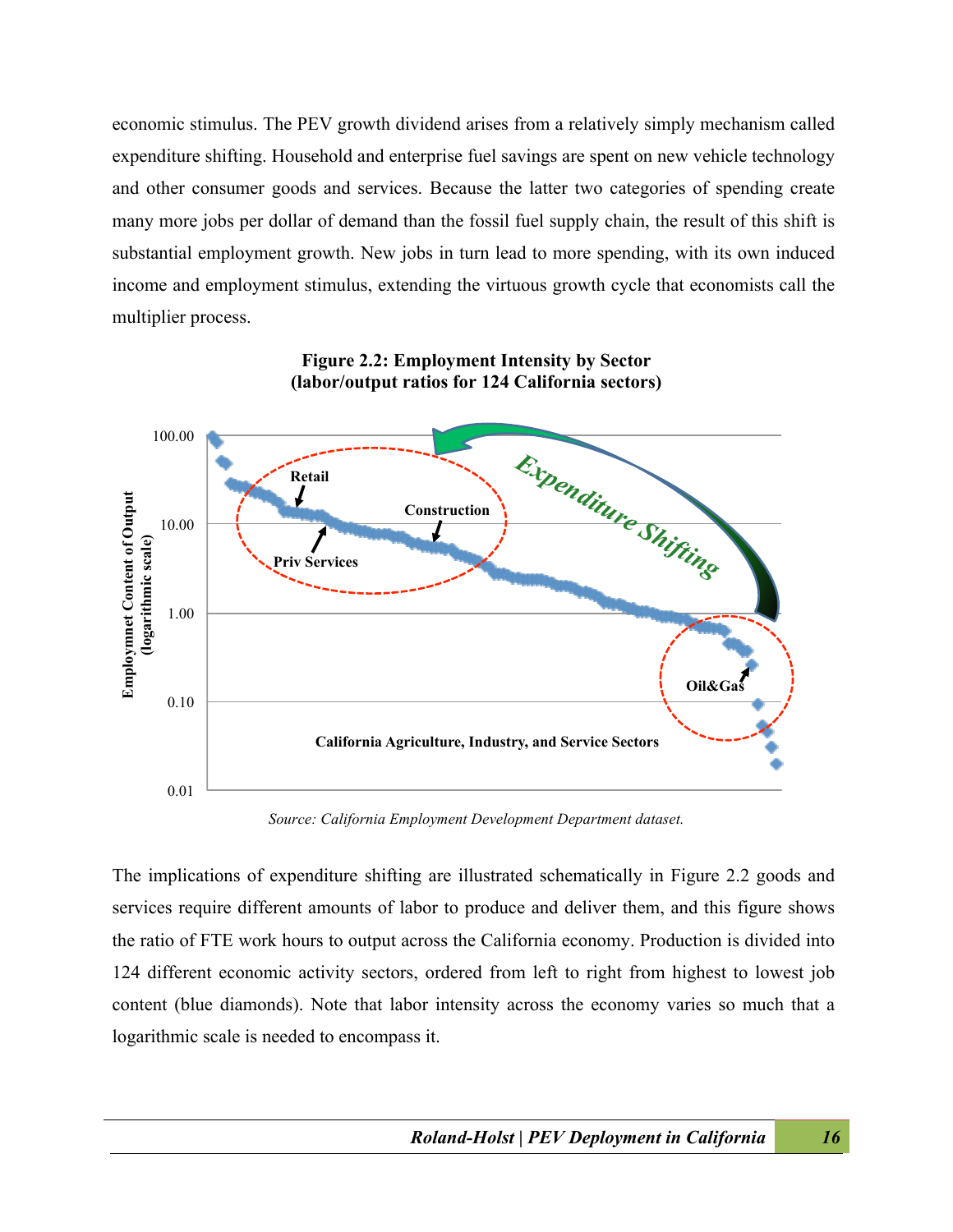economic stimulus. The PEV growth dividend arises from a relatively simply mechanism called expenditure shifting. Household and enterprise fuel savings are spent on new vehicle technology and other consumer goods and services. Because the latter two categories of spending create many more jobs per dollar of demand than the fossil fuel supply chain, the result of this shift is substantial employment growth. New jobs in turn lead to more spending, with its own induced income and employment stimulus, extending the virtuous growth cycle that economists call the multiplier process.

**Figure 2.2: Employment Intensity by Sector (labor/output ratios for 124 California sectors)**

*Source: California Employment Development Department dataset.*

The implications of expenditure shifting are illustrated schematically in Figure 2.2 goods and services require different amounts of labor to produce and deliver them, and this figure shows the ratio of FTE work hours to output across the California economy. Production is divided into 124 different economic activity sectors, ordered from left to right from highest to lowest job content (blue diamonds). Note that labor intensity across the economy varies so much that a logarithmic scale is needed to encompass it.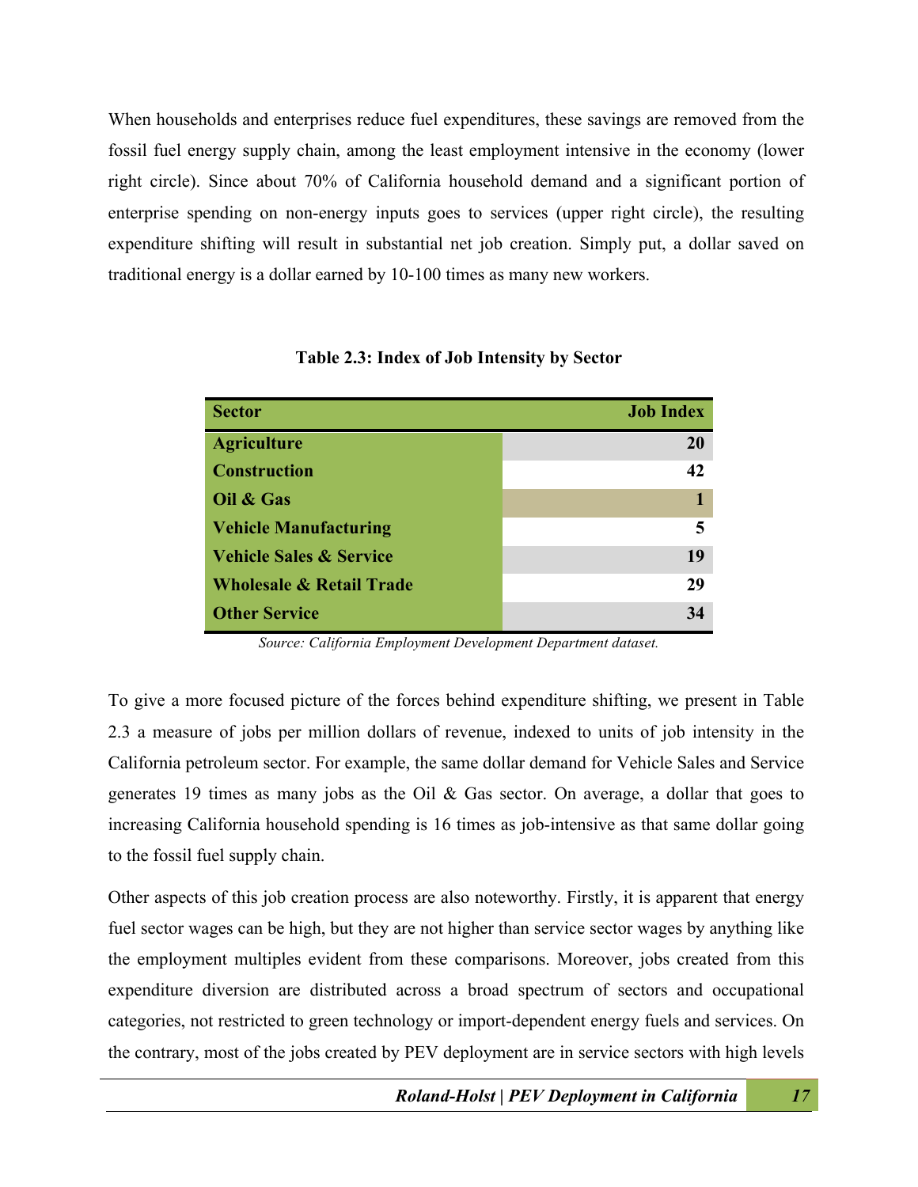When households and enterprises reduce fuel expenditures, these savings are removed from the fossil fuel energy supply chain, among the least employment intensive in the economy (lower right circle). Since about 70% of California household demand and a significant portion of enterprise spending on non-energy inputs goes to services (upper right circle), the resulting expenditure shifting will result in substantial net job creation. Simply put, a dollar saved on traditional energy is a dollar earned by 10-100 times as many new workers.

**Table 2.3: Index of Job Intensity by Sector**

| Sector | Job Index |
|---|---:|
| Agriculture | 20 |
| Construction | 42 |
| Oil & Gas | 1 |
| Vehicle Manufacturing | 5 |
| Vehicle Sales & Service | 19 |
| Wholesale & Retail Trade | 29 |
| Other Service | 34 |

*Source: California Employment Development Department dataset.*

To give a more focused picture of the forces behind expenditure shifting, we present in Table 2.3 a measure of jobs per million dollars of revenue, indexed to units of job intensity in the California petroleum sector. For example, the same dollar demand for Vehicle Sales and Service generates 19 times as many jobs as the Oil & Gas sector. On average, a dollar that goes to increasing California household spending is 16 times as job-intensive as that same dollar going to the fossil fuel supply chain.

Other aspects of this job creation process are also noteworthy. Firstly, it is apparent that energy fuel sector wages can be high, but they are not higher than service sector wages by anything like the employment multiples evident from these comparisons. Moreover, jobs created from this expenditure diversion are distributed across a broad spectrum of sectors and occupational categories, not restricted to green technology or import-dependent energy fuels and services. On the contrary, most of the jobs created by PEV deployment are in service sectors with high levels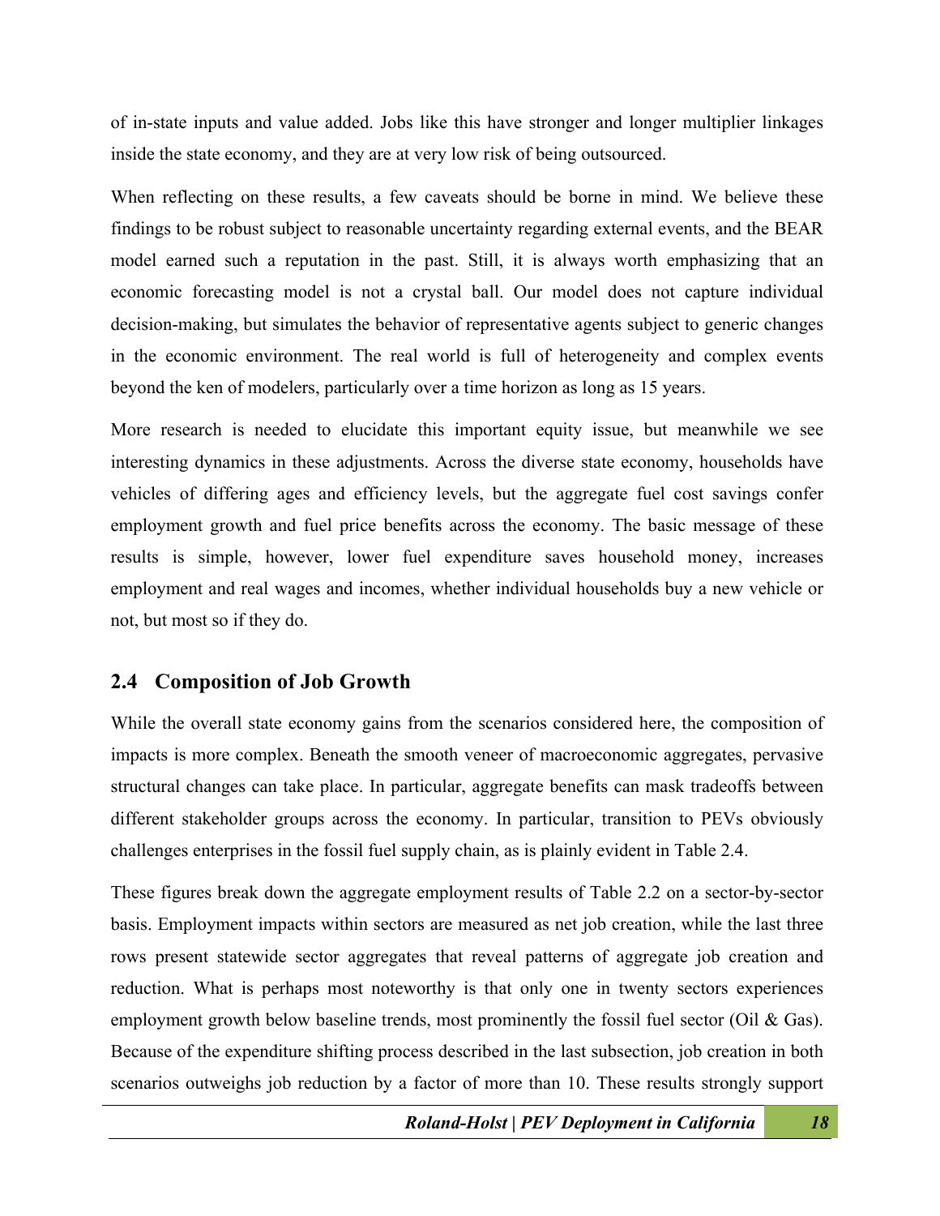of in-state inputs and value added. Jobs like this have stronger and longer multiplier linkages inside the state economy, and they are at very low risk of being outsourced.

When reflecting on these results, a few caveats should be borne in mind. We believe these findings to be robust subject to reasonable uncertainty regarding external events, and the BEAR model earned such a reputation in the past. Still, it is always worth emphasizing that an economic forecasting model is not a crystal ball. Our model does not capture individual decision-making, but simulates the behavior of representative agents subject to generic changes in the economic environment. The real world is full of heterogeneity and complex events beyond the ken of modelers, particularly over a time horizon as long as 15 years.

More research is needed to elucidate this important equity issue, but meanwhile we see interesting dynamics in these adjustments. Across the diverse state economy, households have vehicles of differing ages and efficiency levels, but the aggregate fuel cost savings confer employment growth and fuel price benefits across the economy. The basic message of these results is simple, however, lower fuel expenditure saves household money, increases employment and real wages and incomes, whether individual households buy a new vehicle or not, but most so if they do.

## 2.4 Composition of Job Growth

While the overall state economy gains from the scenarios considered here, the composition of impacts is more complex. Beneath the smooth veneer of macroeconomic aggregates, pervasive structural changes can take place. In particular, aggregate benefits can mask tradeoffs between different stakeholder groups across the economy. In particular, transition to PEVs obviously challenges enterprises in the fossil fuel supply chain, as is plainly evident in Table 2.4.

These figures break down the aggregate employment results of Table 2.2 on a sector-by-sector basis. Employment impacts within sectors are measured as net job creation, while the last three rows present statewide sector aggregates that reveal patterns of aggregate job creation and reduction. What is perhaps most noteworthy is that only one in twenty sectors experiences employment growth below baseline trends, most prominently the fossil fuel sector (Oil & Gas). Because of the expenditure shifting process described in the last subsection, job creation in both scenarios outweighs job reduction by a factor of more than 10. These results strongly support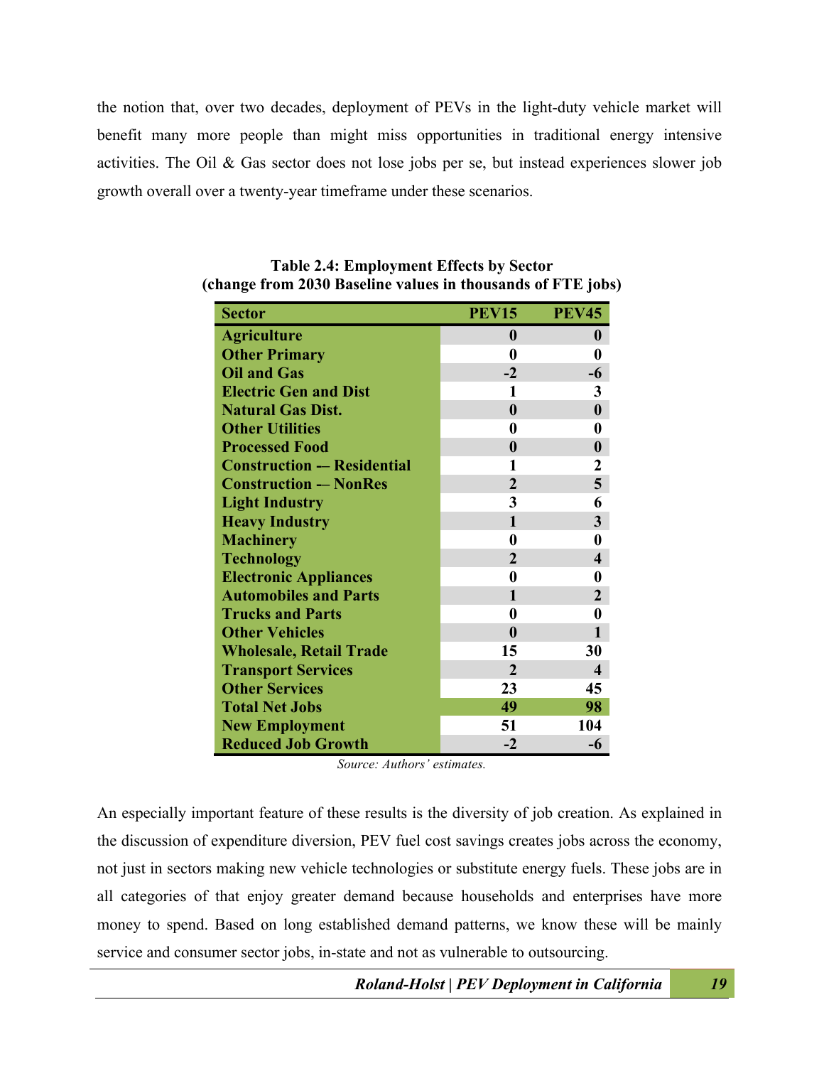the notion that, over two decades, deployment of PEVs in the light-duty vehicle market will benefit many more people than might miss opportunities in traditional energy intensive activities. The Oil & Gas sector does not lose jobs per se, but instead experiences slower job growth overall over a twenty-year timeframe under these scenarios.

**Table 2.4: Employment Effects by Sector**
**(change from 2030 Baseline values in thousands of FTE jobs)**

| Sector | PEV15 | PEV45 |
|---|---|---|
| Agriculture | 0 | 0 |
| Other Primary | 0 | 0 |
| Oil and Gas | -2 | -6 |
| Electric Gen and Dist | 1 | 3 |
| Natural Gas Dist. | 0 | 0 |
| Other Utilities | 0 | 0 |
| Processed Food | 0 | 0 |
| Construction -– Residential | 1 | 2 |
| Construction -– NonRes | 2 | 5 |
| Light Industry | 3 | 6 |
| Heavy Industry | 1 | 3 |
| Machinery | 0 | 0 |
| Technology | 2 | 4 |
| Electronic Appliances | 0 | 0 |
| Automobiles and Parts | 1 | 2 |
| Trucks and Parts | 0 | 0 |
| Other Vehicles | 0 | 1 |
| Wholesale, Retail Trade | 15 | 30 |
| Transport Services | 2 | 4 |
| Other Services | 23 | 45 |
| Total Net Jobs | 49 | 98 |
| New Employment | 51 | 104 |
| Reduced Job Growth | -2 | -6 |

*Source: Authors' estimates.*

An especially important feature of these results is the diversity of job creation. As explained in the discussion of expenditure diversion, PEV fuel cost savings creates jobs across the economy, not just in sectors making new vehicle technologies or substitute energy fuels. These jobs are in all categories of that enjoy greater demand because households and enterprises have more money to spend. Based on long established demand patterns, we know these will be mainly service and consumer sector jobs, in-state and not as vulnerable to outsourcing.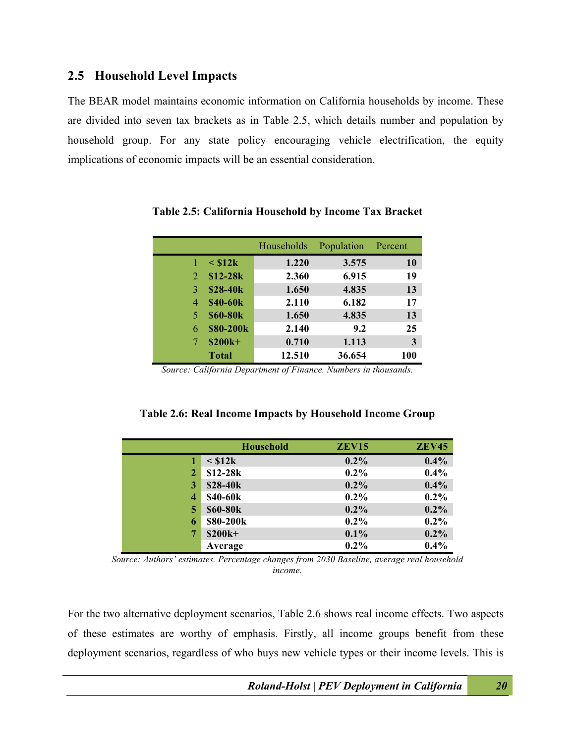## 2.5 Household Level Impacts

The BEAR model maintains economic information on California households by income. These are divided into seven tax brackets as in Table 2.5, which details number and population by household group. For any state policy encouraging vehicle electrification, the equity implications of economic impacts will be an essential consideration.

**Table 2.5: California Household by Income Tax Bracket**

| | | Households | Population | Percent |
|---|---|---|---|---|
| 1 | **< $12k** | **1.220** | **3.575** | **10** |
| 2 | **$12-28k** | **2.360** | **6.915** | **19** |
| 3 | **$28-40k** | **1.650** | **4.835** | **13** |
| 4 | **$40-60k** | **2.110** | **6.182** | **17** |
| 5 | **$60-80k** | **1.650** | **4.835** | **13** |
| 6 | **$80-200k** | **2.140** | **9.2** | **25** |
| 7 | **$200k+** | **0.710** | **1.113** | **3** |
| | **Total** | **12.510** | **36.654** | **100** |

*Source: California Department of Finance. Numbers in thousands.*

**Table 2.6: Real Income Impacts by Household Income Group**

| | Household | ZEV15 | ZEV45 |
|---|---|---|---|
| 1 | < $12k | 0.2% | 0.4% |
| 2 | $12-28k | 0.2% | 0.4% |
| 3 | $28-40k | 0.2% | 0.4% |
| 4 | $40-60k | 0.2% | 0.2% |
| 5 | $60-80k | 0.2% | 0.2% |
| 6 | $80-200k | 0.2% | 0.2% |
| 7 | $200k+ | 0.1% | 0.2% |
| | Average | 0.2% | 0.4% |

*Source: Authors' estimates. Percentage changes from 2030 Baseline, average real household income.*

For the two alternative deployment scenarios, Table 2.6 shows real income effects. Two aspects of these estimates are worthy of emphasis. Firstly, all income groups benefit from these deployment scenarios, regardless of who buys new vehicle types or their income levels. This is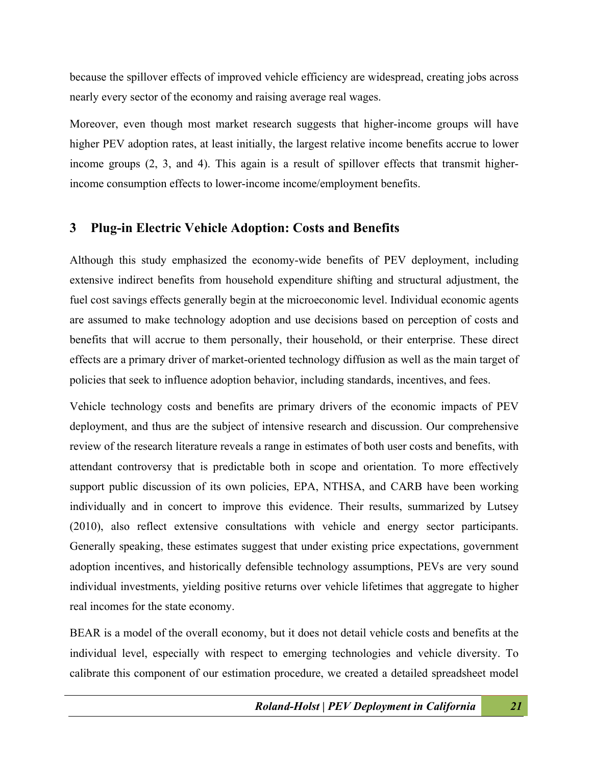because the spillover effects of improved vehicle efficiency are widespread, creating jobs across nearly every sector of the economy and raising average real wages.

Moreover, even though most market research suggests that higher-income groups will have higher PEV adoption rates, at least initially, the largest relative income benefits accrue to lower income groups (2, 3, and 4). This again is a result of spillover effects that transmit higher-income consumption effects to lower-income income/employment benefits.

## 3 Plug-in Electric Vehicle Adoption: Costs and Benefits

Although this study emphasized the economy-wide benefits of PEV deployment, including extensive indirect benefits from household expenditure shifting and structural adjustment, the fuel cost savings effects generally begin at the microeconomic level. Individual economic agents are assumed to make technology adoption and use decisions based on perception of costs and benefits that will accrue to them personally, their household, or their enterprise. These direct effects are a primary driver of market-oriented technology diffusion as well as the main target of policies that seek to influence adoption behavior, including standards, incentives, and fees.

Vehicle technology costs and benefits are primary drivers of the economic impacts of PEV deployment, and thus are the subject of intensive research and discussion. Our comprehensive review of the research literature reveals a range in estimates of both user costs and benefits, with attendant controversy that is predictable both in scope and orientation. To more effectively support public discussion of its own policies, EPA, NTHSA, and CARB have been working individually and in concert to improve this evidence. Their results, summarized by Lutsey (2010), also reflect extensive consultations with vehicle and energy sector participants. Generally speaking, these estimates suggest that under existing price expectations, government adoption incentives, and historically defensible technology assumptions, PEVs are very sound individual investments, yielding positive returns over vehicle lifetimes that aggregate to higher real incomes for the state economy.

BEAR is a model of the overall economy, but it does not detail vehicle costs and benefits at the individual level, especially with respect to emerging technologies and vehicle diversity. To calibrate this component of our estimation procedure, we created a detailed spreadsheet model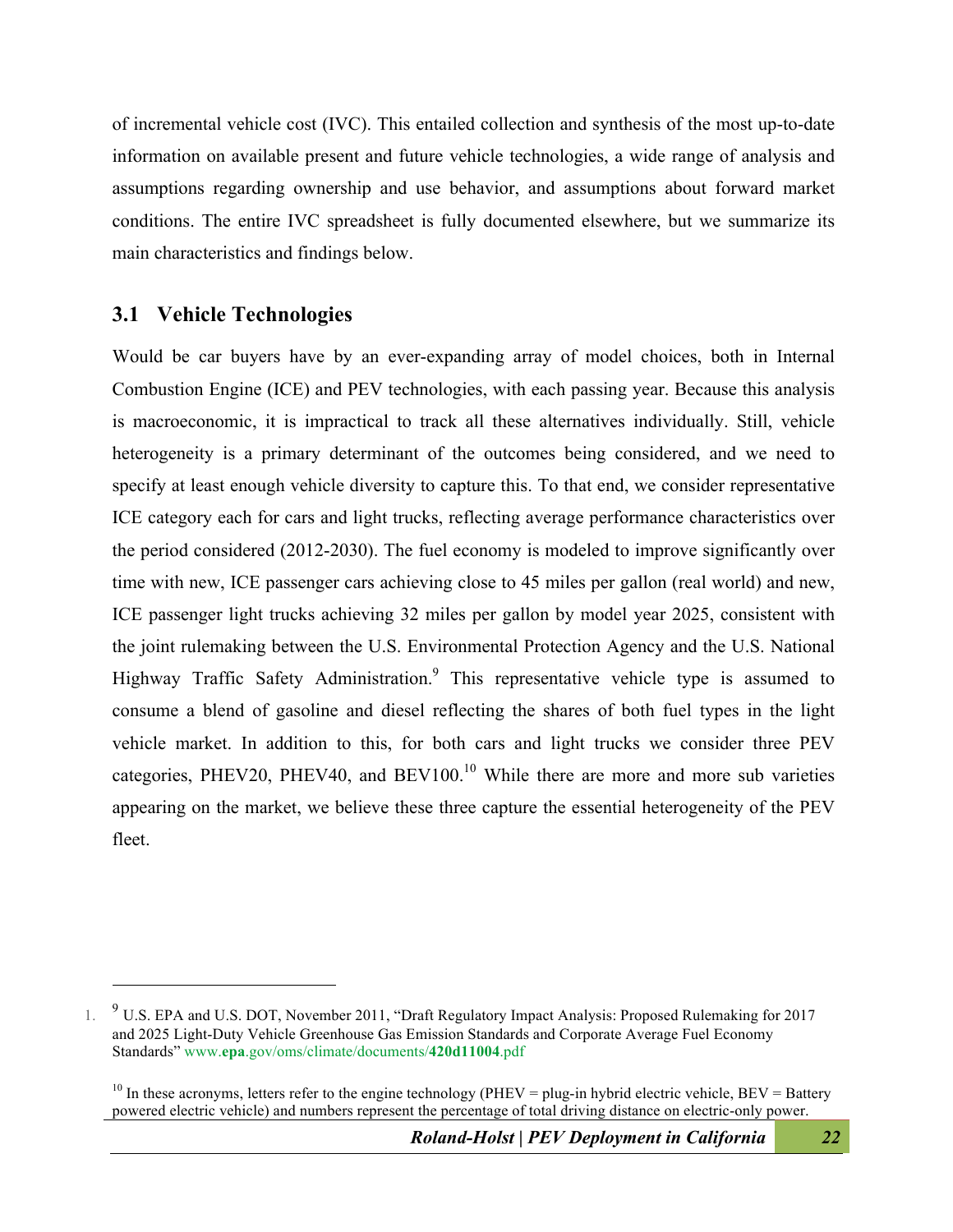of incremental vehicle cost (IVC). This entailed collection and synthesis of the most up-to-date information on available present and future vehicle technologies, a wide range of analysis and assumptions regarding ownership and use behavior, and assumptions about forward market conditions. The entire IVC spreadsheet is fully documented elsewhere, but we summarize its main characteristics and findings below.

## 3.1 Vehicle Technologies

Would be car buyers have by an ever-expanding array of model choices, both in Internal Combustion Engine (ICE) and PEV technologies, with each passing year. Because this analysis is macroeconomic, it is impractical to track all these alternatives individually. Still, vehicle heterogeneity is a primary determinant of the outcomes being considered, and we need to specify at least enough vehicle diversity to capture this. To that end, we consider representative ICE category each for cars and light trucks, reflecting average performance characteristics over the period considered (2012-2030). The fuel economy is modeled to improve significantly over time with new, ICE passenger cars achieving close to 45 miles per gallon (real world) and new, ICE passenger light trucks achieving 32 miles per gallon by model year 2025, consistent with the joint rulemaking between the U.S. Environmental Protection Agency and the U.S. National Highway Traffic Safety Administration.[9] This representative vehicle type is assumed to consume a blend of gasoline and diesel reflecting the shares of both fuel types in the light vehicle market. In addition to this, for both cars and light trucks we consider three PEV categories, PHEV20, PHEV40, and BEV100.[10] While there are more and more sub varieties appearing on the market, we believe these three capture the essential heterogeneity of the PEV fleet.

---

1. [9] U.S. EPA and U.S. DOT, November 2011, "Draft Regulatory Impact Analysis: Proposed Rulemaking for 2017 and 2025 Light-Duty Vehicle Greenhouse Gas Emission Standards and Corporate Average Fuel Economy Standards" www.epa.gov/oms/climate/documents/420d11004.pdf

[10] In these acronyms, letters refer to the engine technology (PHEV = plug-in hybrid electric vehicle, BEV = Battery powered electric vehicle) and numbers represent the percentage of total driving distance on electric-only power.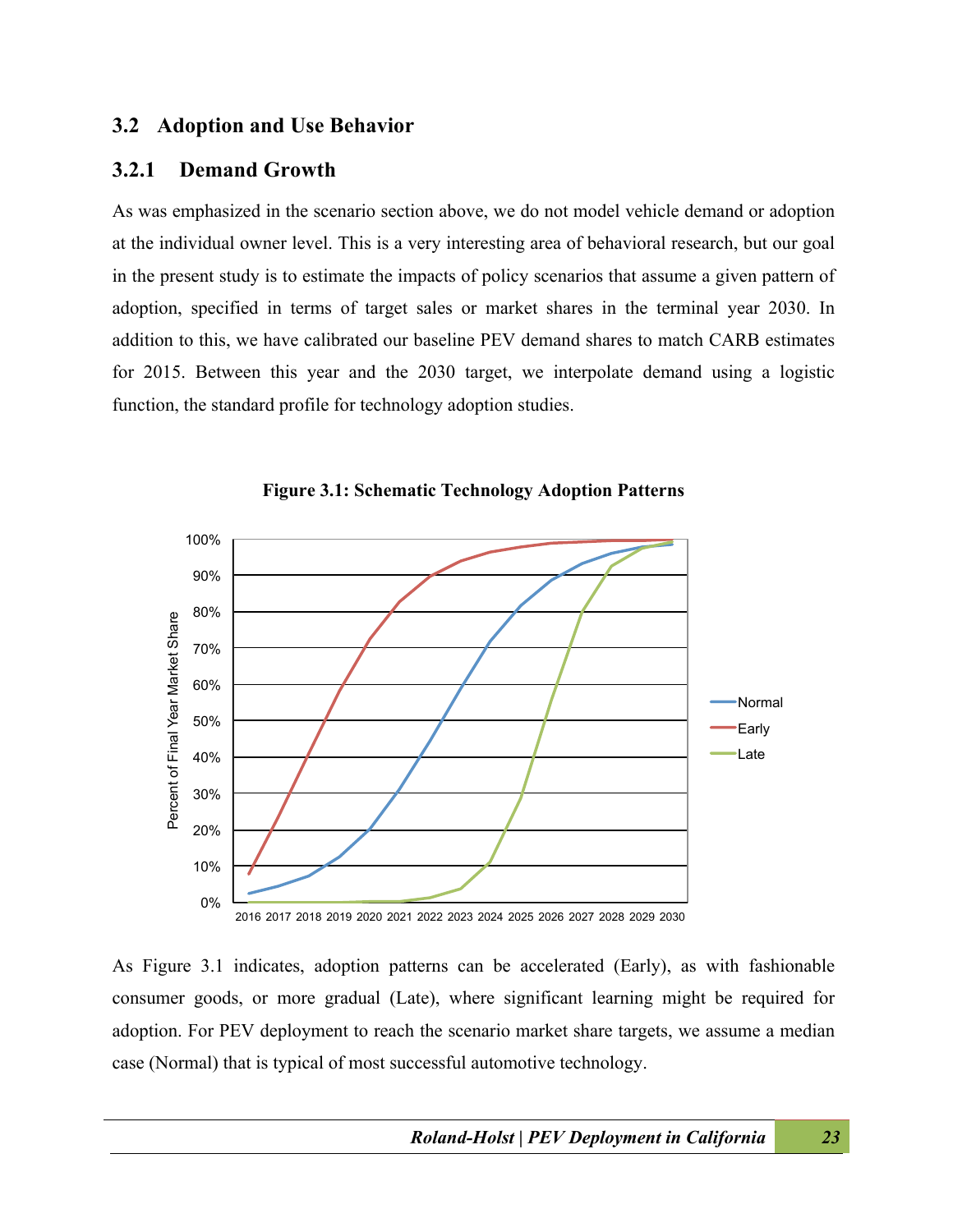## 3.2 Adoption and Use Behavior

### 3.2.1 Demand Growth

As was emphasized in the scenario section above, we do not model vehicle demand or adoption at the individual owner level. This is a very interesting area of behavioral research, but our goal in the present study is to estimate the impacts of policy scenarios that assume a given pattern of adoption, specified in terms of target sales or market shares in the terminal year 2030. In addition to this, we have calibrated our baseline PEV demand shares to match CARB estimates for 2015. Between this year and the 2030 target, we interpolate demand using a logistic function, the standard profile for technology adoption studies.

**Figure 3.1: Schematic Technology Adoption Patterns**

As Figure 3.1 indicates, adoption patterns can be accelerated (Early), as with fashionable consumer goods, or more gradual (Late), where significant learning might be required for adoption. For PEV deployment to reach the scenario market share targets, we assume a median case (Normal) that is typical of most successful automotive technology.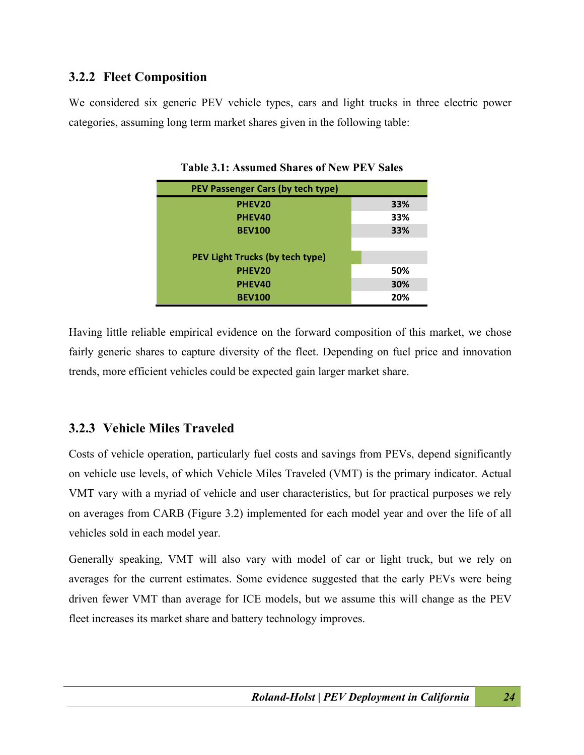### 3.2.2 Fleet Composition

We considered six generic PEV vehicle types, cars and light trucks in three electric power categories, assuming long term market shares given in the following table:

**Table 3.1: Assumed Shares of New PEV Sales**

| PEV Passenger Cars (by tech type) | |
|---|---|
| PHEV20 | 33% |
| PHEV40 | 33% |
| BEV100 | 33% |
| | |
| **PEV Light Trucks (by tech type)** | |
| PHEV20 | 50% |
| PHEV40 | 30% |
| BEV100 | 20% |

Having little reliable empirical evidence on the forward composition of this market, we chose fairly generic shares to capture diversity of the fleet. Depending on fuel price and innovation trends, more efficient vehicles could be expected gain larger market share.

### 3.2.3 Vehicle Miles Traveled

Costs of vehicle operation, particularly fuel costs and savings from PEVs, depend significantly on vehicle use levels, of which Vehicle Miles Traveled (VMT) is the primary indicator. Actual VMT vary with a myriad of vehicle and user characteristics, but for practical purposes we rely on averages from CARB (Figure 3.2) implemented for each model year and over the life of all vehicles sold in each model year.

Generally speaking, VMT will also vary with model of car or light truck, but we rely on averages for the current estimates. Some evidence suggested that the early PEVs were being driven fewer VMT than average for ICE models, but we assume this will change as the PEV fleet increases its market share and battery technology improves.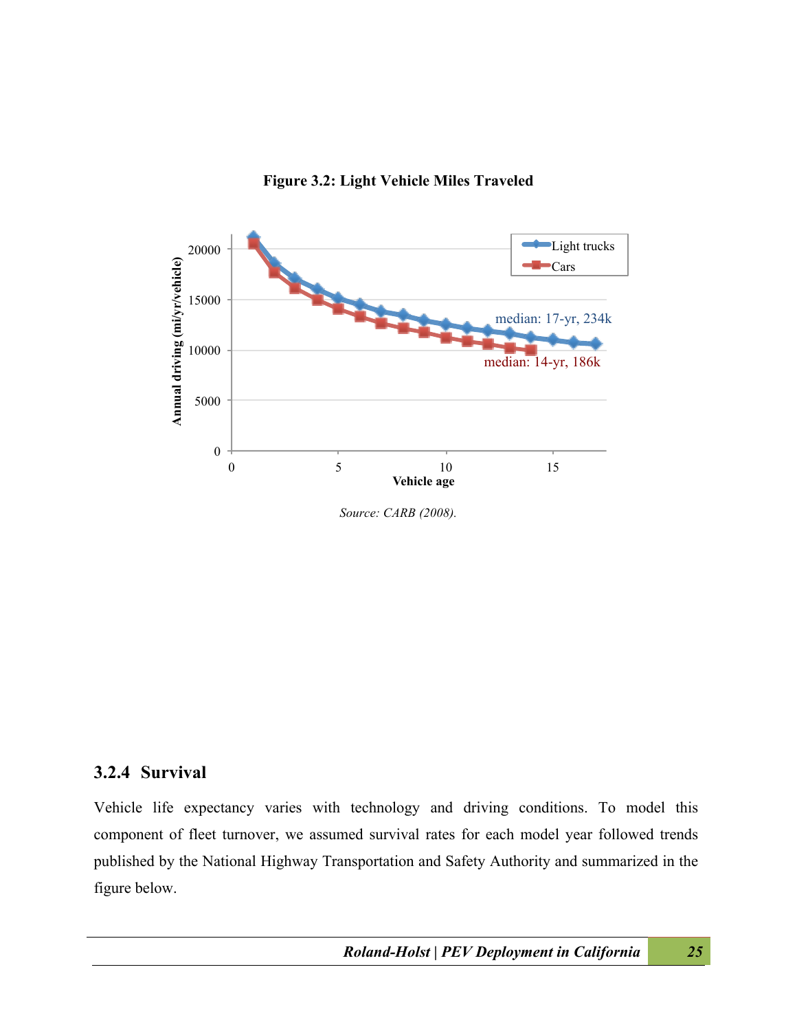**Figure 3.2: Light Vehicle Miles Traveled**

*Source: CARB (2008).*

### 3.2.4 Survival

Vehicle life expectancy varies with technology and driving conditions. To model this component of fleet turnover, we assumed survival rates for each model year followed trends published by the National Highway Transportation and Safety Authority and summarized in the figure below.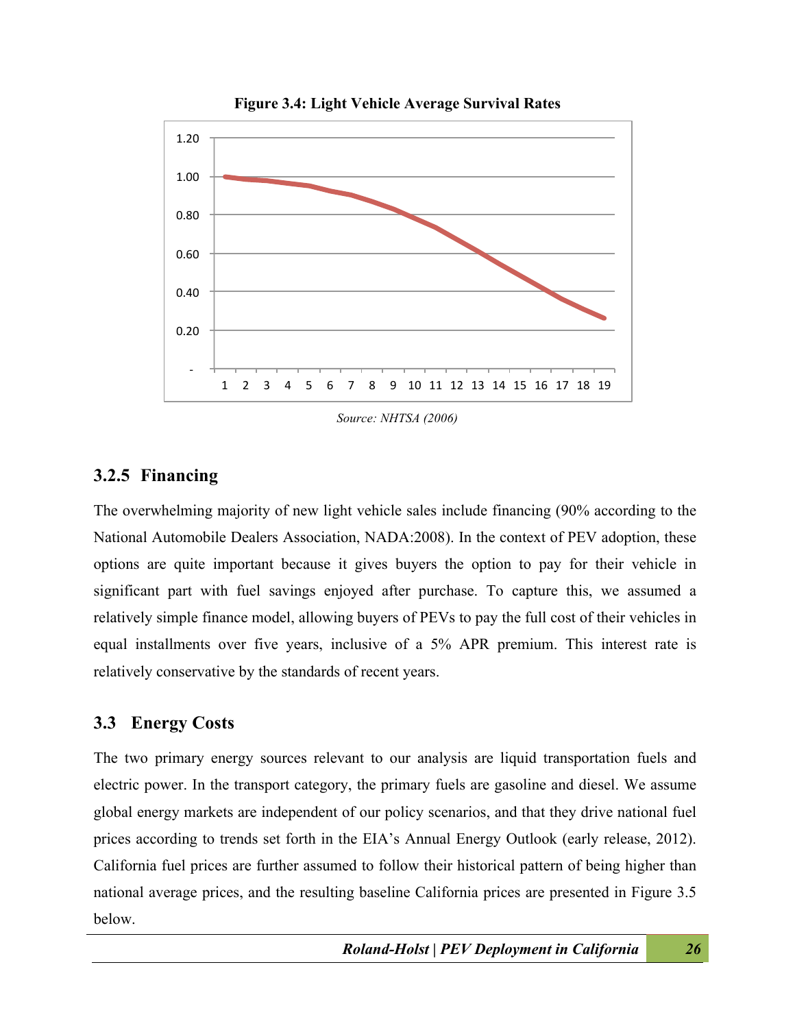**Figure 3.4: Light Vehicle Average Survival Rates**

*Source: NHTSA (2006)*

### 3.2.5 Financing

The overwhelming majority of new light vehicle sales include financing (90% according to the National Automobile Dealers Association, NADA:2008). In the context of PEV adoption, these options are quite important because it gives buyers the option to pay for their vehicle in significant part with fuel savings enjoyed after purchase. To capture this, we assumed a relatively simple finance model, allowing buyers of PEVs to pay the full cost of their vehicles in equal installments over five years, inclusive of a 5% APR premium. This interest rate is relatively conservative by the standards of recent years.

## 3.3 Energy Costs

The two primary energy sources relevant to our analysis are liquid transportation fuels and electric power. In the transport category, the primary fuels are gasoline and diesel. We assume global energy markets are independent of our policy scenarios, and that they drive national fuel prices according to trends set forth in the EIA's Annual Energy Outlook (early release, 2012). California fuel prices are further assumed to follow their historical pattern of being higher than national average prices, and the resulting baseline California prices are presented in Figure 3.5 below.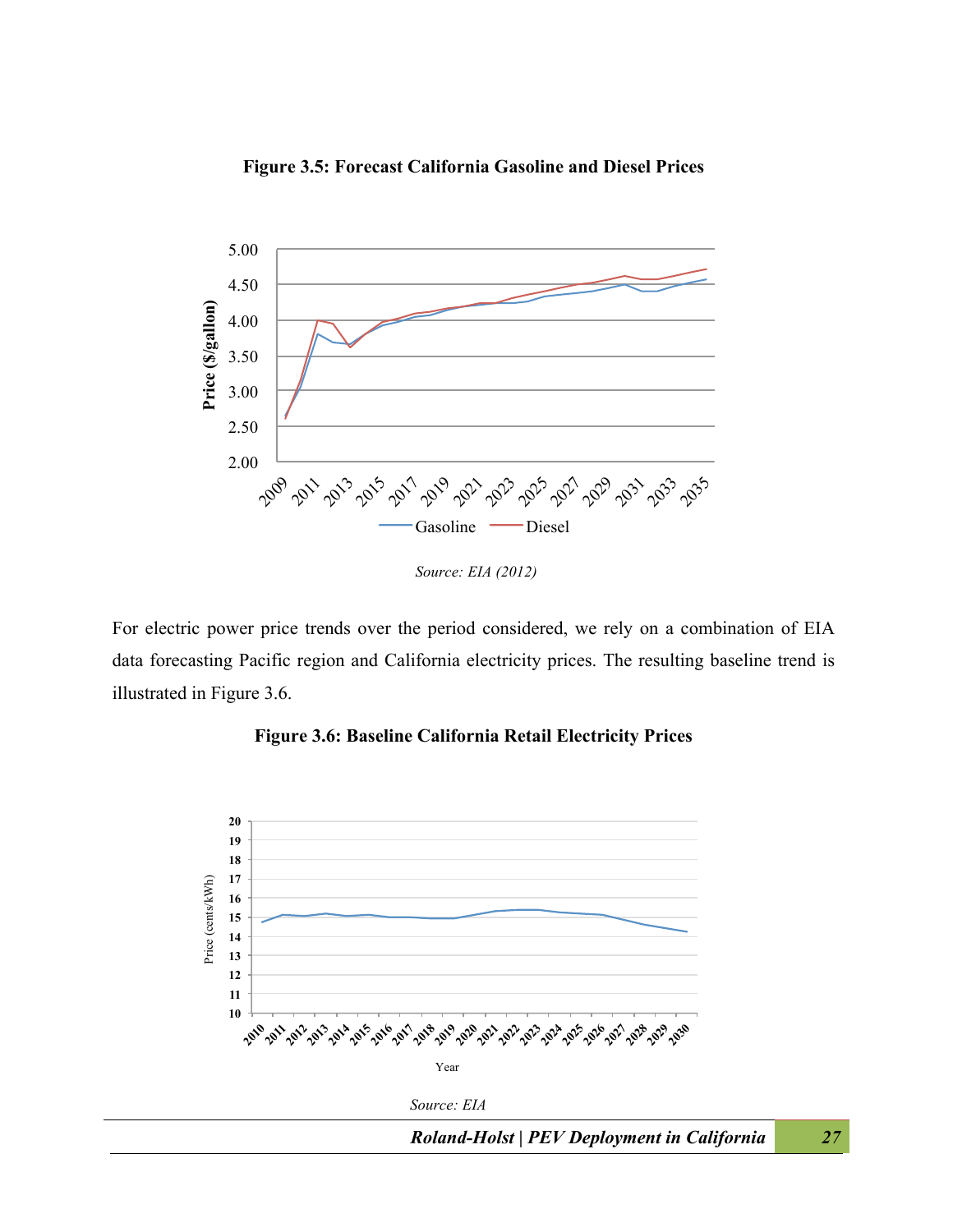**Figure 3.5: Forecast California Gasoline and Diesel Prices**

*Source: EIA (2012)*

For electric power price trends over the period considered, we rely on a combination of EIA data forecasting Pacific region and California electricity prices. The resulting baseline trend is illustrated in Figure 3.6.

**Figure 3.6: Baseline California Retail Electricity Prices**

*Source: EIA*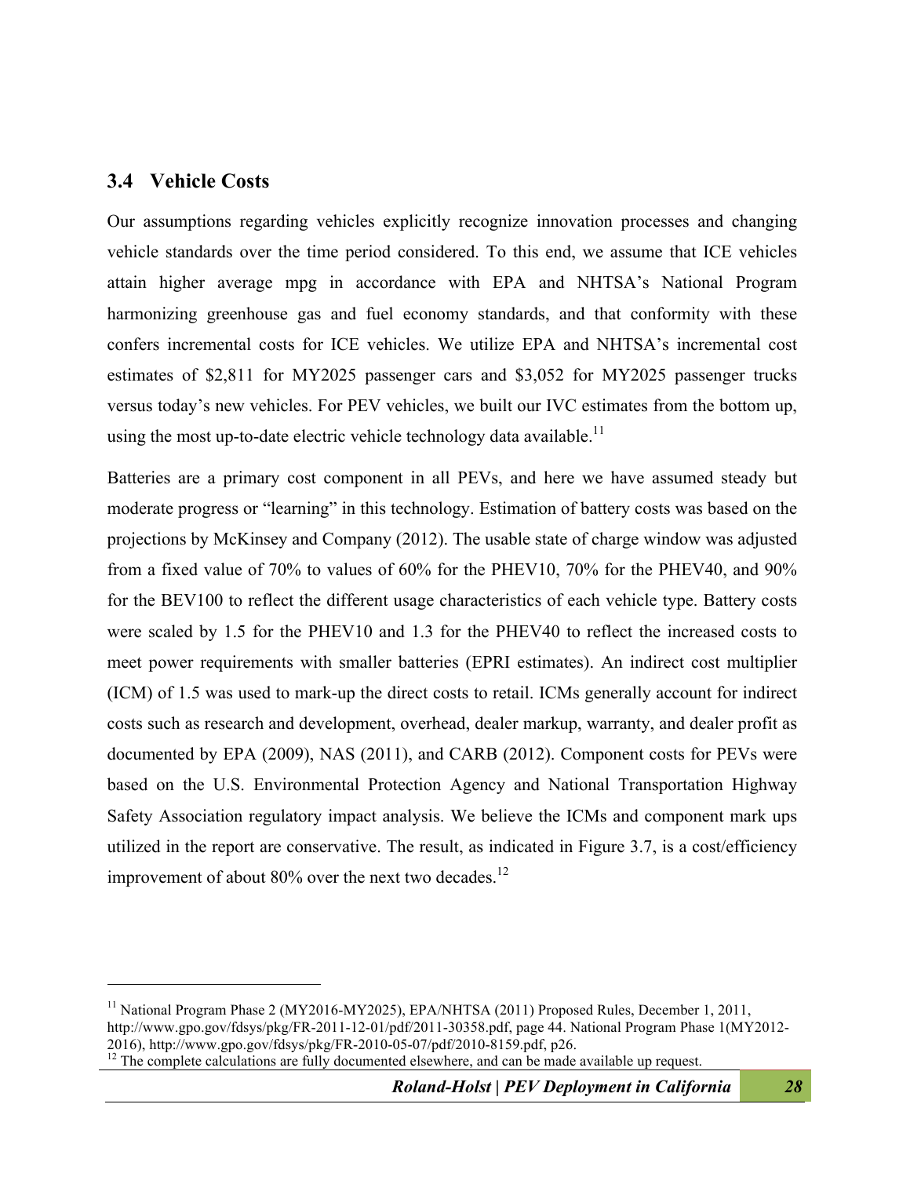### 3.4 Vehicle Costs

Our assumptions regarding vehicles explicitly recognize innovation processes and changing vehicle standards over the time period considered. To this end, we assume that ICE vehicles attain higher average mpg in accordance with EPA and NHTSA's National Program harmonizing greenhouse gas and fuel economy standards, and that conformity with these confers incremental costs for ICE vehicles. We utilize EPA and NHTSA's incremental cost estimates of $2,811 for MY2025 passenger cars and $3,052 for MY2025 passenger trucks versus today's new vehicles. For PEV vehicles, we built our IVC estimates from the bottom up, using the most up-to-date electric vehicle technology data available.[11]

Batteries are a primary cost component in all PEVs, and here we have assumed steady but moderate progress or "learning" in this technology. Estimation of battery costs was based on the projections by McKinsey and Company (2012). The usable state of charge window was adjusted from a fixed value of 70% to values of 60% for the PHEV10, 70% for the PHEV40, and 90% for the BEV100 to reflect the different usage characteristics of each vehicle type. Battery costs were scaled by 1.5 for the PHEV10 and 1.3 for the PHEV40 to reflect the increased costs to meet power requirements with smaller batteries (EPRI estimates). An indirect cost multiplier (ICM) of 1.5 was used to mark-up the direct costs to retail. ICMs generally account for indirect costs such as research and development, overhead, dealer markup, warranty, and dealer profit as documented by EPA (2009), NAS (2011), and CARB (2012). Component costs for PEVs were based on the U.S. Environmental Protection Agency and National Transportation Highway Safety Association regulatory impact analysis. We believe the ICMs and component mark ups utilized in the report are conservative. The result, as indicated in Figure 3.7, is a cost/efficiency improvement of about 80% over the next two decades.[12]

---

[11] National Program Phase 2 (MY2016-MY2025), EPA/NHTSA (2011) Proposed Rules, December 1, 2011, http://www.gpo.gov/fdsys/pkg/FR-2011-12-01/pdf/2011-30358.pdf, page 44. National Program Phase 1(MY2012-2016), http://www.gpo.gov/fdsys/pkg/FR-2010-05-07/pdf/2010-8159.pdf, p26.

[12] The complete calculations are fully documented elsewhere, and can be made available up request.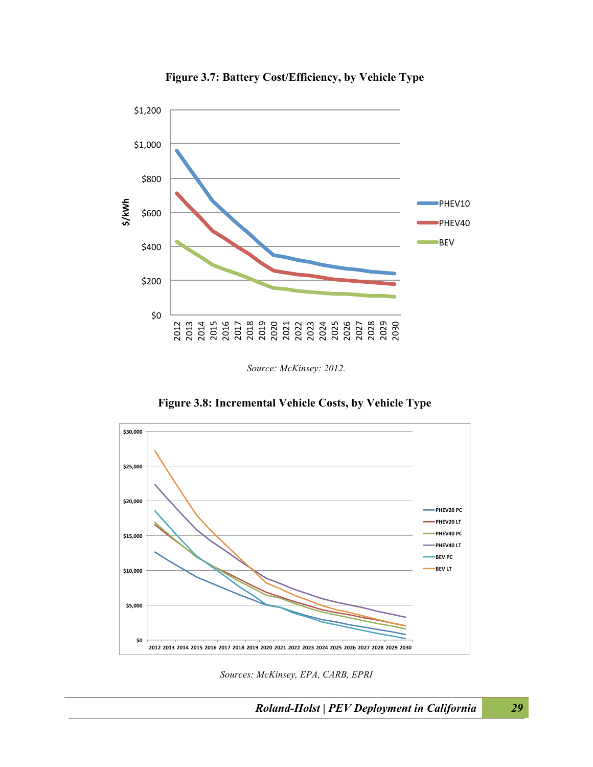**Figure 3.7: Battery Cost/Efficiency, by Vehicle Type**

*Source: McKinsey: 2012.*

**Figure 3.8: Incremental Vehicle Costs, by Vehicle Type**

*Sources: McKinsey, EPA, CARB, EPRI*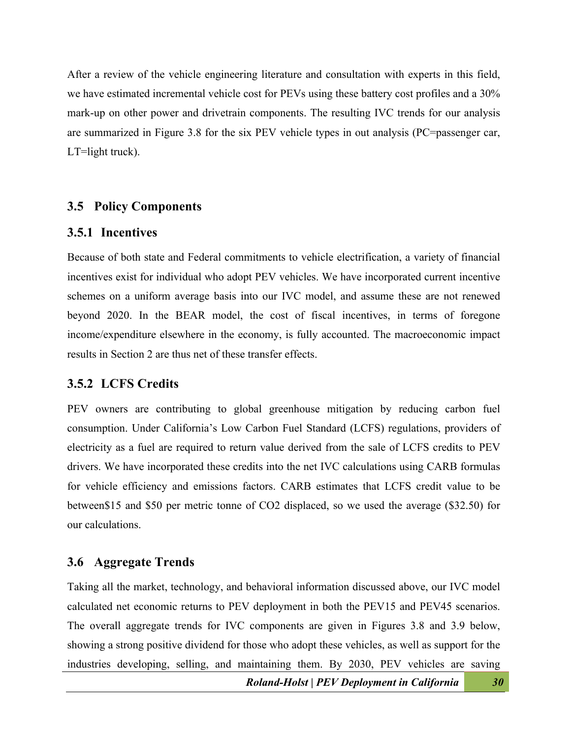After a review of the vehicle engineering literature and consultation with experts in this field, we have estimated incremental vehicle cost for PEVs using these battery cost profiles and a 30% mark-up on other power and drivetrain components. The resulting IVC trends for our analysis are summarized in Figure 3.8 for the six PEV vehicle types in out analysis (PC=passenger car, LT=light truck).

## 3.5 Policy Components

### 3.5.1 Incentives

Because of both state and Federal commitments to vehicle electrification, a variety of financial incentives exist for individual who adopt PEV vehicles. We have incorporated current incentive schemes on a uniform average basis into our IVC model, and assume these are not renewed beyond 2020. In the BEAR model, the cost of fiscal incentives, in terms of foregone income/expenditure elsewhere in the economy, is fully accounted. The macroeconomic impact results in Section 2 are thus net of these transfer effects.

### 3.5.2 LCFS Credits

PEV owners are contributing to global greenhouse mitigation by reducing carbon fuel consumption. Under California's Low Carbon Fuel Standard (LCFS) regulations, providers of electricity as a fuel are required to return value derived from the sale of LCFS credits to PEV drivers. We have incorporated these credits into the net IVC calculations using CARB formulas for vehicle efficiency and emissions factors. CARB estimates that LCFS credit value to be between$15 and $50 per metric tonne of CO2 displaced, so we used the average ($32.50) for our calculations.

## 3.6 Aggregate Trends

Taking all the market, technology, and behavioral information discussed above, our IVC model calculated net economic returns to PEV deployment in both the PEV15 and PEV45 scenarios. The overall aggregate trends for IVC components are given in Figures 3.8 and 3.9 below, showing a strong positive dividend for those who adopt these vehicles, as well as support for the industries developing, selling, and maintaining them. By 2030, PEV vehicles are saving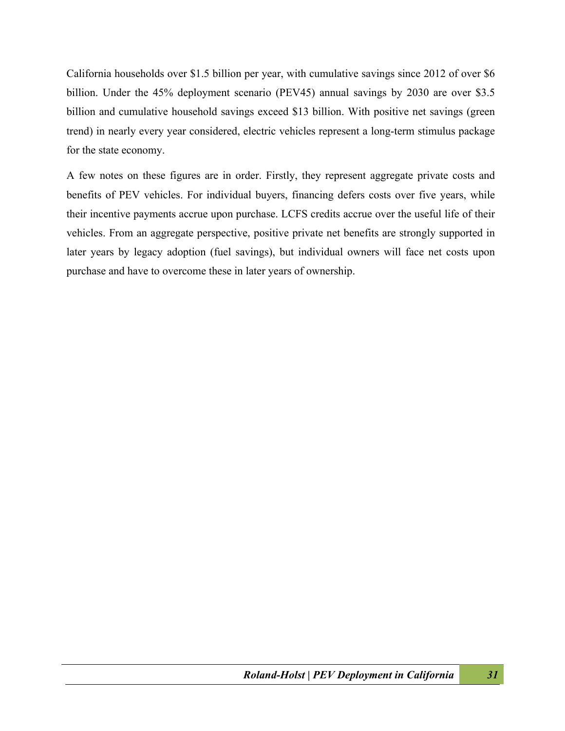California households over $1.5 billion per year, with cumulative savings since 2012 of over $6 billion. Under the 45% deployment scenario (PEV45) annual savings by 2030 are over $3.5 billion and cumulative household savings exceed $13 billion. With positive net savings (green trend) in nearly every year considered, electric vehicles represent a long-term stimulus package for the state economy.

A few notes on these figures are in order. Firstly, they represent aggregate private costs and benefits of PEV vehicles. For individual buyers, financing defers costs over five years, while their incentive payments accrue upon purchase. LCFS credits accrue over the useful life of their vehicles. From an aggregate perspective, positive private net benefits are strongly supported in later years by legacy adoption (fuel savings), but individual owners will face net costs upon purchase and have to overcome these in later years of ownership.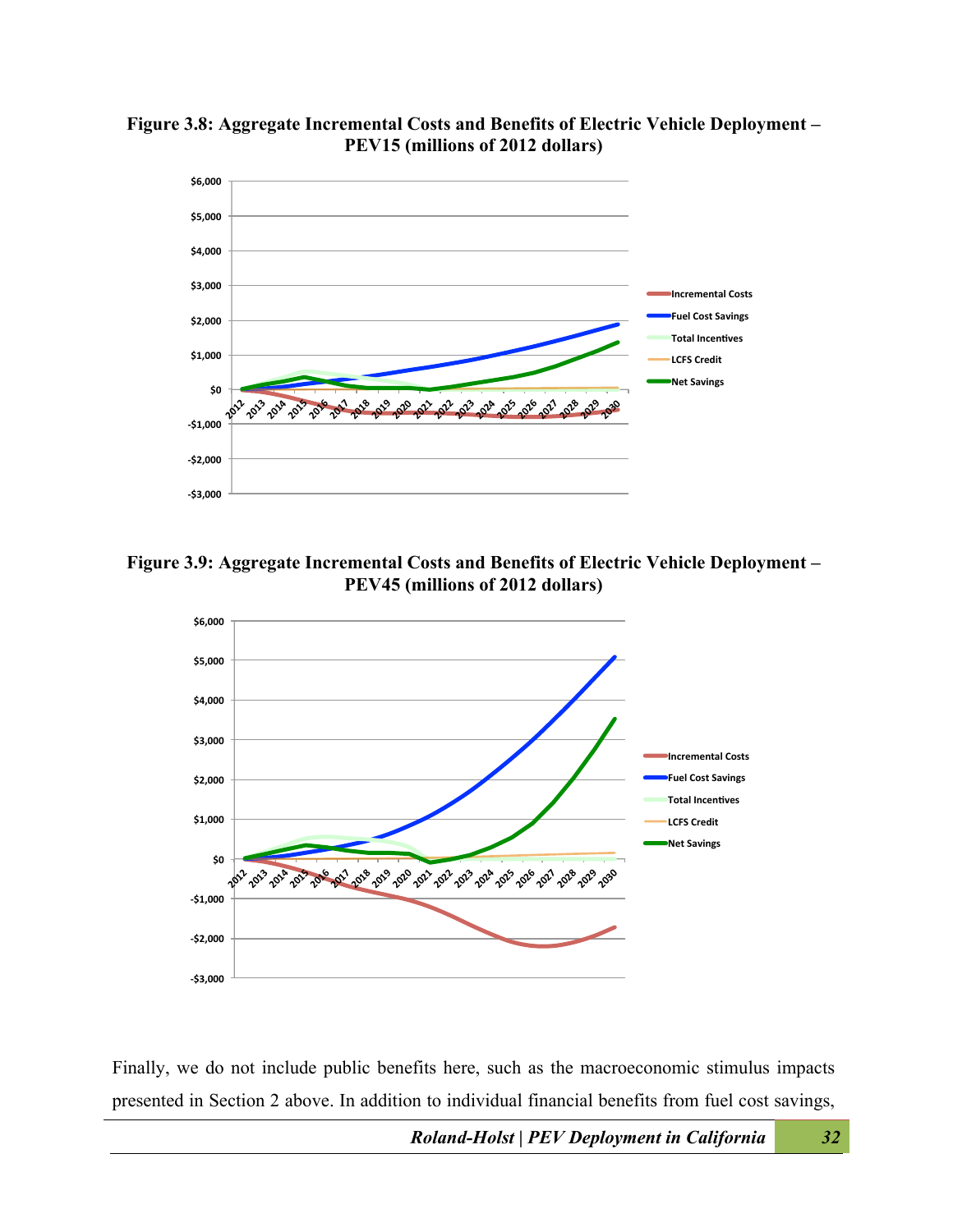**Figure 3.8: Aggregate Incremental Costs and Benefits of Electric Vehicle Deployment – PEV15 (millions of 2012 dollars)**

**Figure 3.9: Aggregate Incremental Costs and Benefits of Electric Vehicle Deployment – PEV45 (millions of 2012 dollars)**

Finally, we do not include public benefits here, such as the macroeconomic stimulus impacts presented in Section 2 above. In addition to individual financial benefits from fuel cost savings,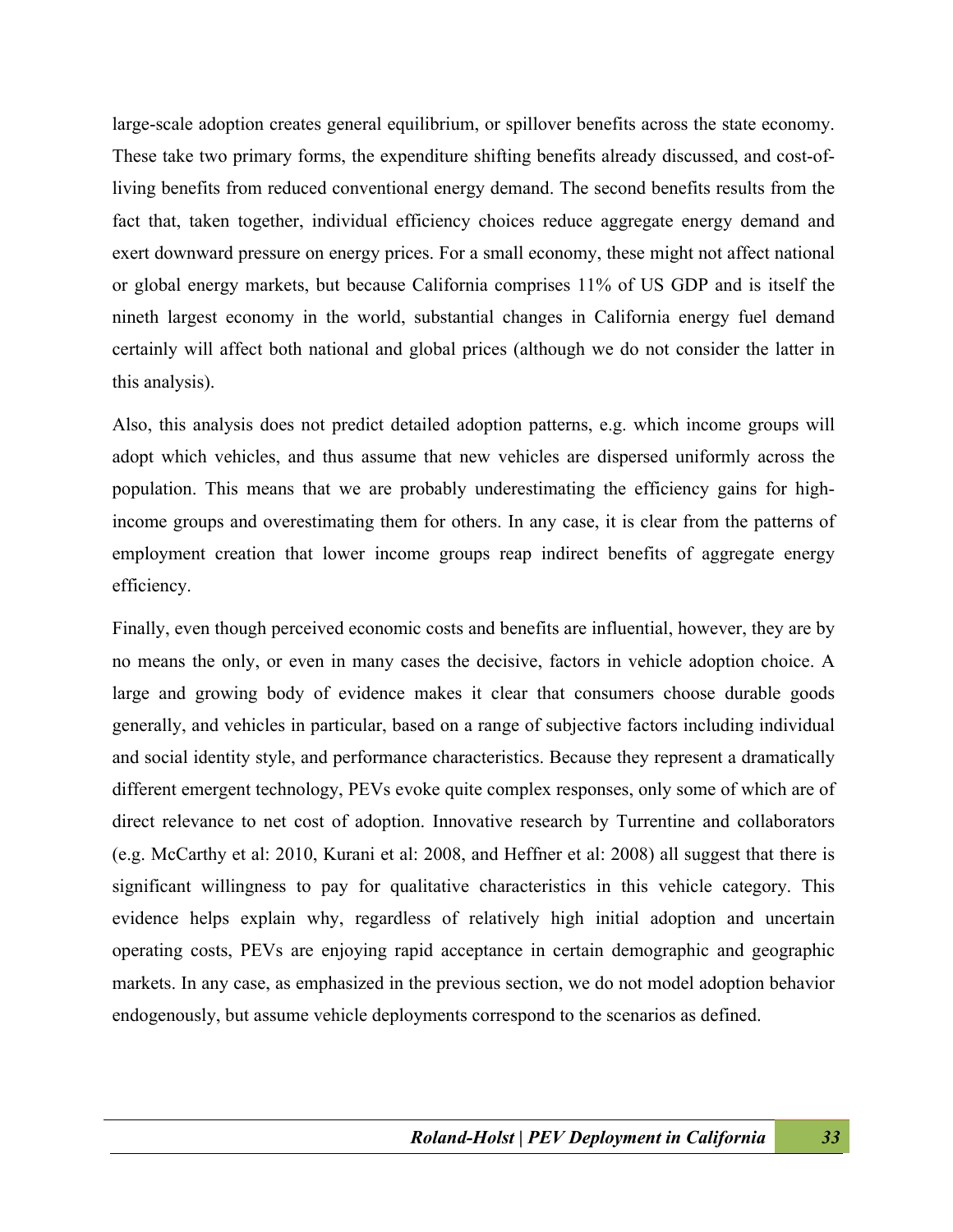large-scale adoption creates general equilibrium, or spillover benefits across the state economy. These take two primary forms, the expenditure shifting benefits already discussed, and cost-of-living benefits from reduced conventional energy demand. The second benefits results from the fact that, taken together, individual efficiency choices reduce aggregate energy demand and exert downward pressure on energy prices. For a small economy, these might not affect national or global energy markets, but because California comprises 11% of US GDP and is itself the nineth largest economy in the world, substantial changes in California energy fuel demand certainly will affect both national and global prices (although we do not consider the latter in this analysis).

Also, this analysis does not predict detailed adoption patterns, e.g. which income groups will adopt which vehicles, and thus assume that new vehicles are dispersed uniformly across the population. This means that we are probably underestimating the efficiency gains for high-income groups and overestimating them for others. In any case, it is clear from the patterns of employment creation that lower income groups reap indirect benefits of aggregate energy efficiency.

Finally, even though perceived economic costs and benefits are influential, however, they are by no means the only, or even in many cases the decisive, factors in vehicle adoption choice. A large and growing body of evidence makes it clear that consumers choose durable goods generally, and vehicles in particular, based on a range of subjective factors including individual and social identity style, and performance characteristics. Because they represent a dramatically different emergent technology, PEVs evoke quite complex responses, only some of which are of direct relevance to net cost of adoption. Innovative research by Turrentine and collaborators (e.g. McCarthy et al: 2010, Kurani et al: 2008, and Heffner et al: 2008) all suggest that there is significant willingness to pay for qualitative characteristics in this vehicle category. This evidence helps explain why, regardless of relatively high initial adoption and uncertain operating costs, PEVs are enjoying rapid acceptance in certain demographic and geographic markets. In any case, as emphasized in the previous section, we do not model adoption behavior endogenously, but assume vehicle deployments correspond to the scenarios as defined.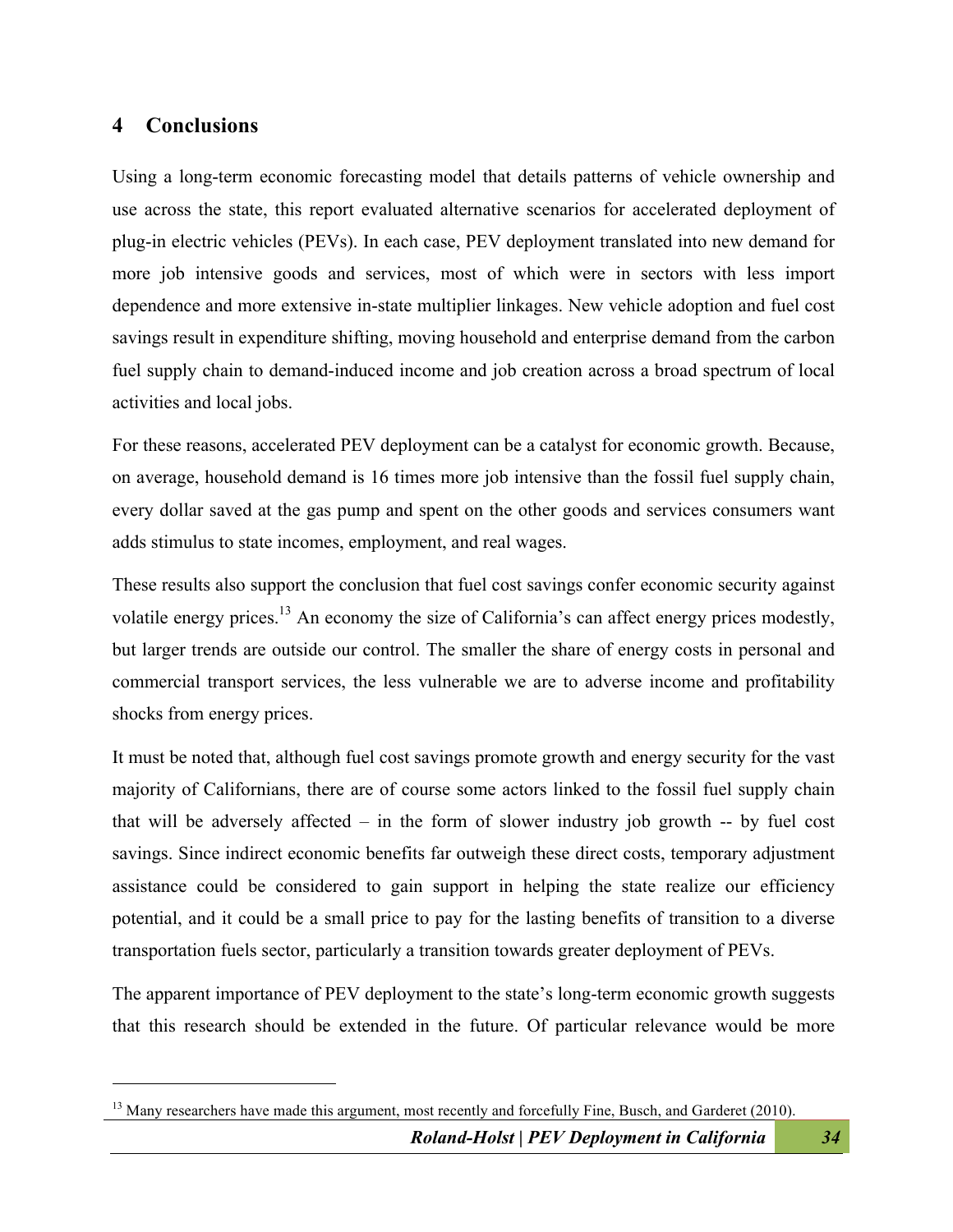# 4 Conclusions

Using a long-term economic forecasting model that details patterns of vehicle ownership and use across the state, this report evaluated alternative scenarios for accelerated deployment of plug-in electric vehicles (PEVs). In each case, PEV deployment translated into new demand for more job intensive goods and services, most of which were in sectors with less import dependence and more extensive in-state multiplier linkages. New vehicle adoption and fuel cost savings result in expenditure shifting, moving household and enterprise demand from the carbon fuel supply chain to demand-induced income and job creation across a broad spectrum of local activities and local jobs.

For these reasons, accelerated PEV deployment can be a catalyst for economic growth. Because, on average, household demand is 16 times more job intensive than the fossil fuel supply chain, every dollar saved at the gas pump and spent on the other goods and services consumers want adds stimulus to state incomes, employment, and real wages.

These results also support the conclusion that fuel cost savings confer economic security against volatile energy prices.[13] An economy the size of California's can affect energy prices modestly, but larger trends are outside our control. The smaller the share of energy costs in personal and commercial transport services, the less vulnerable we are to adverse income and profitability shocks from energy prices.

It must be noted that, although fuel cost savings promote growth and energy security for the vast majority of Californians, there are of course some actors linked to the fossil fuel supply chain that will be adversely affected – in the form of slower industry job growth -- by fuel cost savings. Since indirect economic benefits far outweigh these direct costs, temporary adjustment assistance could be considered to gain support in helping the state realize our efficiency potential, and it could be a small price to pay for the lasting benefits of transition to a diverse transportation fuels sector, particularly a transition towards greater deployment of PEVs.

The apparent importance of PEV deployment to the state's long-term economic growth suggests that this research should be extended in the future. Of particular relevance would be more

[13] Many researchers have made this argument, most recently and forcefully Fine, Busch, and Garderet (2010).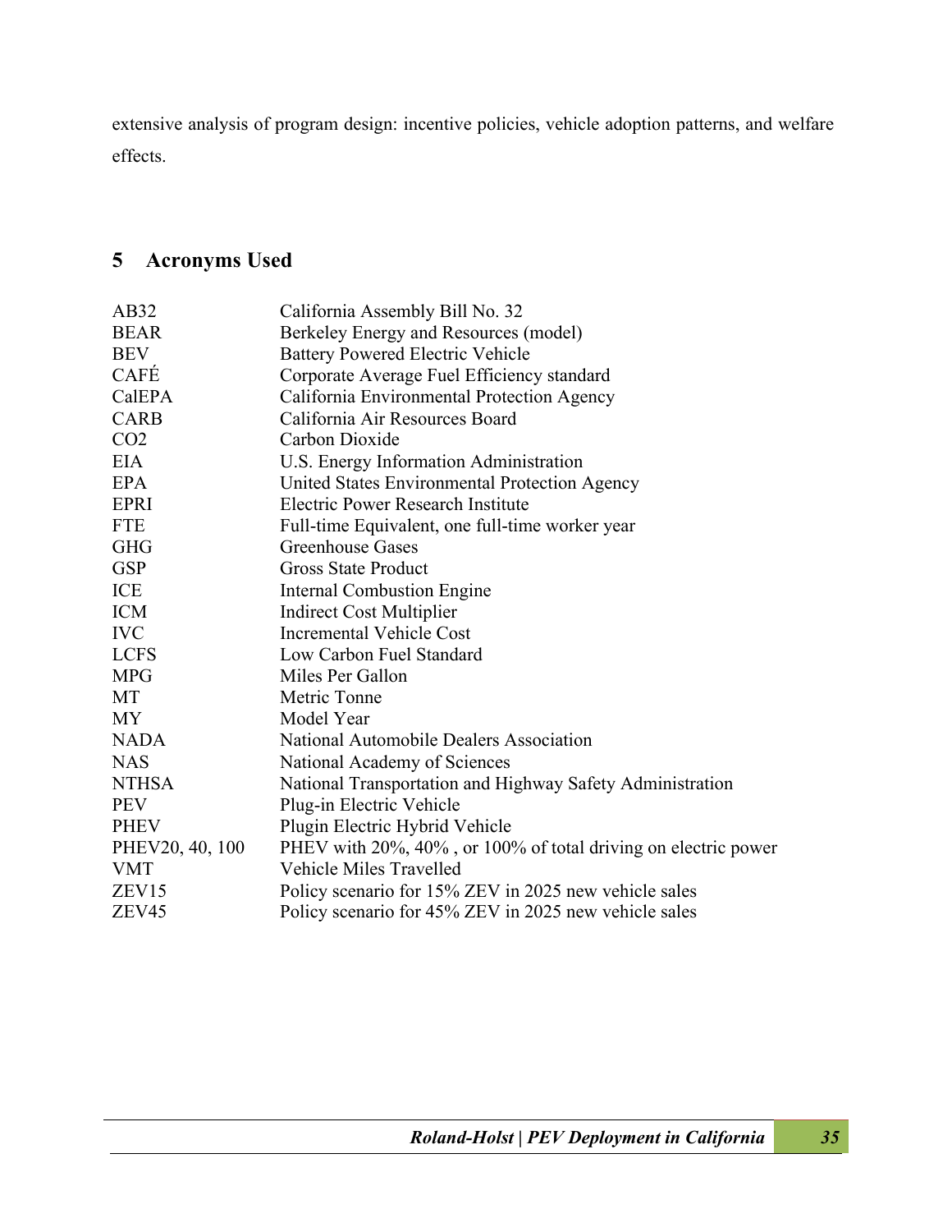extensive analysis of program design: incentive policies, vehicle adoption patterns, and welfare effects.

## 5 Acronyms Used

| | |
|---|---|
| AB32 | California Assembly Bill No. 32 |
| BEAR | Berkeley Energy and Resources (model) |
| BEV | Battery Powered Electric Vehicle |
| CAFÉ | Corporate Average Fuel Efficiency standard |
| CalEPA | California Environmental Protection Agency |
| CARB | California Air Resources Board |
| CO2 | Carbon Dioxide |
| EIA | U.S. Energy Information Administration |
| EPA | United States Environmental Protection Agency |
| EPRI | Electric Power Research Institute |
| FTE | Full-time Equivalent, one full-time worker year |
| GHG | Greenhouse Gases |
| GSP | Gross State Product |
| ICE | Internal Combustion Engine |
| ICM | Indirect Cost Multiplier |
| IVC | Incremental Vehicle Cost |
| LCFS | Low Carbon Fuel Standard |
| MPG | Miles Per Gallon |
| MT | Metric Tonne |
| MY | Model Year |
| NADA | National Automobile Dealers Association |
| NAS | National Academy of Sciences |
| NTHSA | National Transportation and Highway Safety Administration |
| PEV | Plug-in Electric Vehicle |
| PHEV | Plugin Electric Hybrid Vehicle |
| PHEV20, 40, 100 | PHEV with 20%, 40% , or 100% of total driving on electric power |
| VMT | Vehicle Miles Travelled |
| ZEV15 | Policy scenario for 15% ZEV in 2025 new vehicle sales |
| ZEV45 | Policy scenario for 45% ZEV in 2025 new vehicle sales |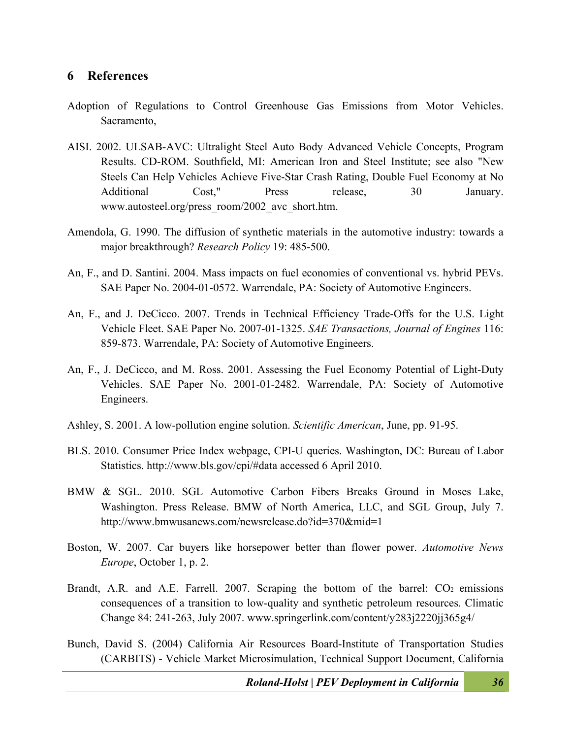# 6 References

Adoption of Regulations to Control Greenhouse Gas Emissions from Motor Vehicles. Sacramento,

AISI. 2002. ULSAB-AVC: Ultralight Steel Auto Body Advanced Vehicle Concepts, Program Results. CD-ROM. Southfield, MI: American Iron and Steel Institute; see also "New Steels Can Help Vehicles Achieve Five-Star Crash Rating, Double Fuel Economy at No Additional Cost," Press release, 30 January. www.autosteel.org/press_room/2002_avc_short.htm.

Amendola, G. 1990. The diffusion of synthetic materials in the automotive industry: towards a major breakthrough? *Research Policy* 19: 485-500.

An, F., and D. Santini. 2004. Mass impacts on fuel economies of conventional vs. hybrid PEVs. SAE Paper No. 2004-01-0572. Warrendale, PA: Society of Automotive Engineers.

An, F., and J. DeCicco. 2007. Trends in Technical Efficiency Trade-Offs for the U.S. Light Vehicle Fleet. SAE Paper No. 2007-01-1325. *SAE Transactions, Journal of Engines* 116: 859-873. Warrendale, PA: Society of Automotive Engineers.

An, F., J. DeCicco, and M. Ross. 2001. Assessing the Fuel Economy Potential of Light-Duty Vehicles. SAE Paper No. 2001-01-2482. Warrendale, PA: Society of Automotive Engineers.

Ashley, S. 2001. A low-pollution engine solution. *Scientific American*, June, pp. 91-95.

BLS. 2010. Consumer Price Index webpage, CPI-U queries. Washington, DC: Bureau of Labor Statistics. http://www.bls.gov/cpi/#data accessed 6 April 2010.

BMW & SGL. 2010. SGL Automotive Carbon Fibers Breaks Ground in Moses Lake, Washington. Press Release. BMW of North America, LLC, and SGL Group, July 7. http://www.bmwusanews.com/newsrelease.do?id=370&mid=1

Boston, W. 2007. Car buyers like horsepower better than flower power. *Automotive News Europe*, October 1, p. 2.

Brandt, A.R. and A.E. Farrell. 2007. Scraping the bottom of the barrel: $CO_2$ emissions consequences of a transition to low-quality and synthetic petroleum resources. Climatic Change 84: 241-263, July 2007. www.springerlink.com/content/y283j2220jj365g4/

Bunch, David S. (2004) California Air Resources Board-Institute of Transportation Studies (CARBITS) - Vehicle Market Microsimulation, Technical Support Document, California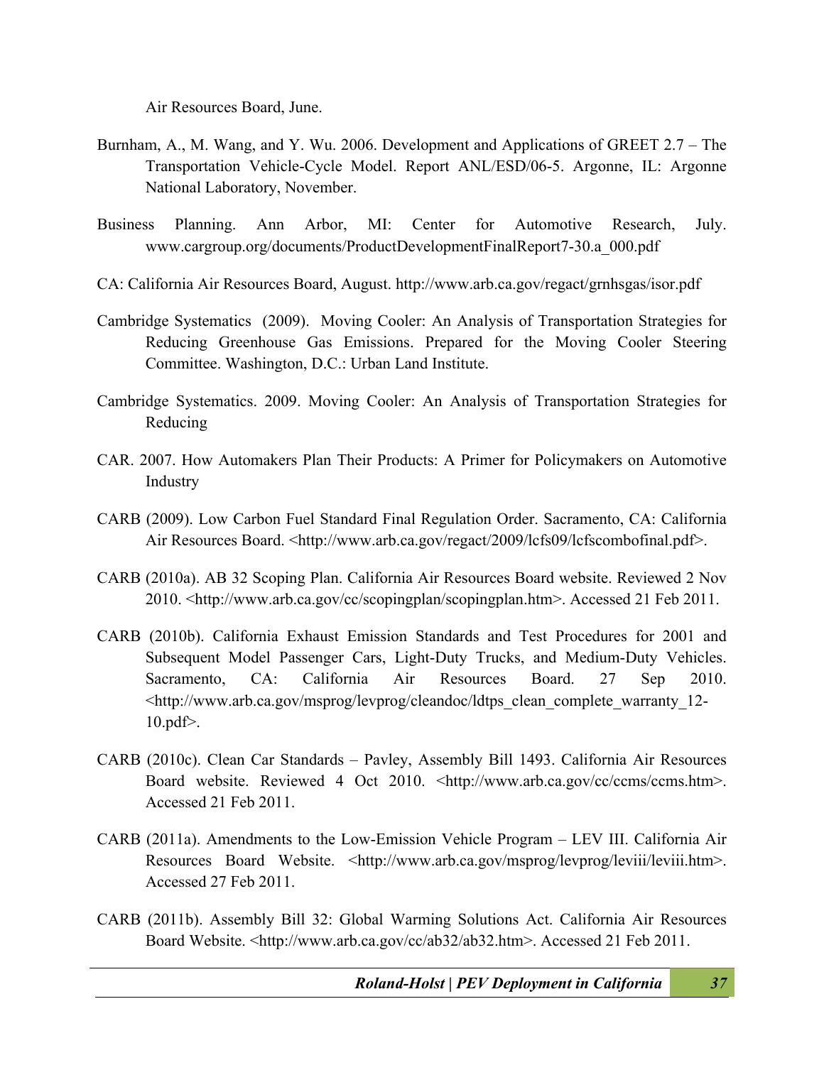Air Resources Board, June.

Burnham, A., M. Wang, and Y. Wu. 2006. Development and Applications of GREET 2.7 – The Transportation Vehicle-Cycle Model. Report ANL/ESD/06-5. Argonne, IL: Argonne National Laboratory, November.

Business Planning. Ann Arbor, MI: Center for Automotive Research, July. www.cargroup.org/documents/ProductDevelopmentFinalReport7-30.a_000.pdf

CA: California Air Resources Board, August. http://www.arb.ca.gov/regact/grnhsgas/isor.pdf

Cambridge Systematics (2009). Moving Cooler: An Analysis of Transportation Strategies for Reducing Greenhouse Gas Emissions. Prepared for the Moving Cooler Steering Committee. Washington, D.C.: Urban Land Institute.

Cambridge Systematics. 2009. Moving Cooler: An Analysis of Transportation Strategies for Reducing

CAR. 2007. How Automakers Plan Their Products: A Primer for Policymakers on Automotive Industry

CARB (2009). Low Carbon Fuel Standard Final Regulation Order. Sacramento, CA: California Air Resources Board. <http://www.arb.ca.gov/regact/2009/lcfs09/lcfscombofinal.pdf>.

CARB (2010a). AB 32 Scoping Plan. California Air Resources Board website. Reviewed 2 Nov 2010. <http://www.arb.ca.gov/cc/scopingplan/scopingplan.htm>. Accessed 21 Feb 2011.

CARB (2010b). California Exhaust Emission Standards and Test Procedures for 2001 and Subsequent Model Passenger Cars, Light-Duty Trucks, and Medium-Duty Vehicles. Sacramento, CA: California Air Resources Board. 27 Sep 2010. <http://www.arb.ca.gov/msprog/levprog/cleandoc/ldtps_clean_complete_warranty_12-10.pdf>.

CARB (2010c). Clean Car Standards – Pavley, Assembly Bill 1493. California Air Resources Board website. Reviewed 4 Oct 2010. <http://www.arb.ca.gov/cc/ccms/ccms.htm>. Accessed 21 Feb 2011.

CARB (2011a). Amendments to the Low-Emission Vehicle Program – LEV III. California Air Resources Board Website. <http://www.arb.ca.gov/msprog/levprog/leviii/leviii.htm>. Accessed 27 Feb 2011.

CARB (2011b). Assembly Bill 32: Global Warming Solutions Act. California Air Resources Board Website. <http://www.arb.ca.gov/cc/ab32/ab32.htm>. Accessed 21 Feb 2011.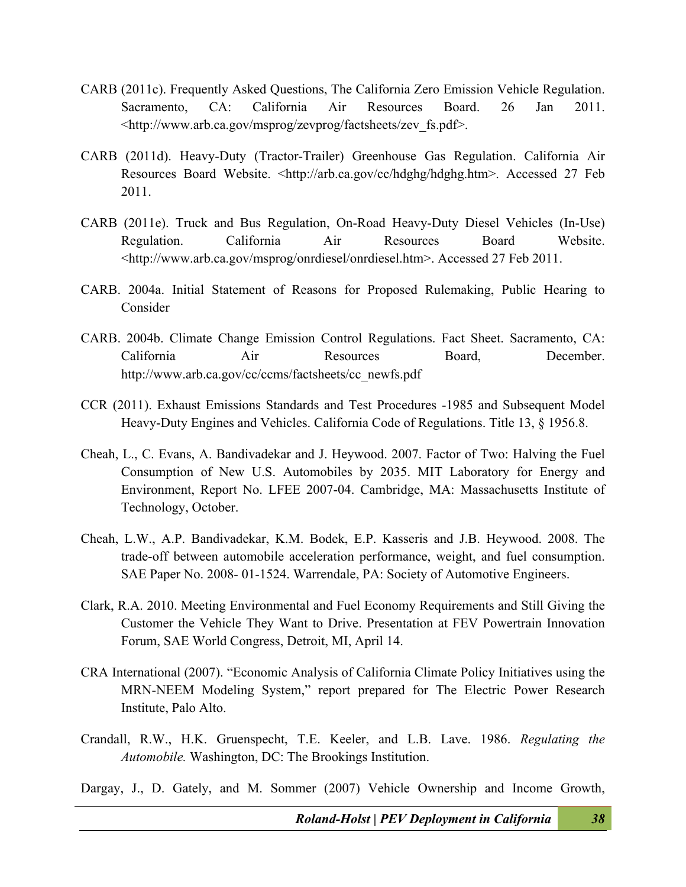CARB (2011c). Frequently Asked Questions, The California Zero Emission Vehicle Regulation. Sacramento, CA: California Air Resources Board. 26 Jan 2011. <http://www.arb.ca.gov/msprog/zevprog/factsheets/zev_fs.pdf>.

CARB (2011d). Heavy-Duty (Tractor-Trailer) Greenhouse Gas Regulation. California Air Resources Board Website. <http://arb.ca.gov/cc/hdghg/hdghg.htm>. Accessed 27 Feb 2011.

CARB (2011e). Truck and Bus Regulation, On-Road Heavy-Duty Diesel Vehicles (In-Use) Regulation. California Air Resources Board Website. <http://www.arb.ca.gov/msprog/onrdiesel/onrdiesel.htm>. Accessed 27 Feb 2011.

CARB. 2004a. Initial Statement of Reasons for Proposed Rulemaking, Public Hearing to Consider

CARB. 2004b. Climate Change Emission Control Regulations. Fact Sheet. Sacramento, CA: California Air Resources Board, December. http://www.arb.ca.gov/cc/ccms/factsheets/cc_newfs.pdf

CCR (2011). Exhaust Emissions Standards and Test Procedures -1985 and Subsequent Model Heavy-Duty Engines and Vehicles. California Code of Regulations. Title 13, § 1956.8.

Cheah, L., C. Evans, A. Bandivadekar and J. Heywood. 2007. Factor of Two: Halving the Fuel Consumption of New U.S. Automobiles by 2035. MIT Laboratory for Energy and Environment, Report No. LFEE 2007-04. Cambridge, MA: Massachusetts Institute of Technology, October.

Cheah, L.W., A.P. Bandivadekar, K.M. Bodek, E.P. Kasseris and J.B. Heywood. 2008. The trade-off between automobile acceleration performance, weight, and fuel consumption. SAE Paper No. 2008- 01-1524. Warrendale, PA: Society of Automotive Engineers.

Clark, R.A. 2010. Meeting Environmental and Fuel Economy Requirements and Still Giving the Customer the Vehicle They Want to Drive. Presentation at FEV Powertrain Innovation Forum, SAE World Congress, Detroit, MI, April 14.

CRA International (2007). "Economic Analysis of California Climate Policy Initiatives using the MRN-NEEM Modeling System," report prepared for The Electric Power Research Institute, Palo Alto.

Crandall, R.W., H.K. Gruenspecht, T.E. Keeler, and L.B. Lave. 1986. *Regulating the Automobile.* Washington, DC: The Brookings Institution.

Dargay, J., D. Gately, and M. Sommer (2007) Vehicle Ownership and Income Growth,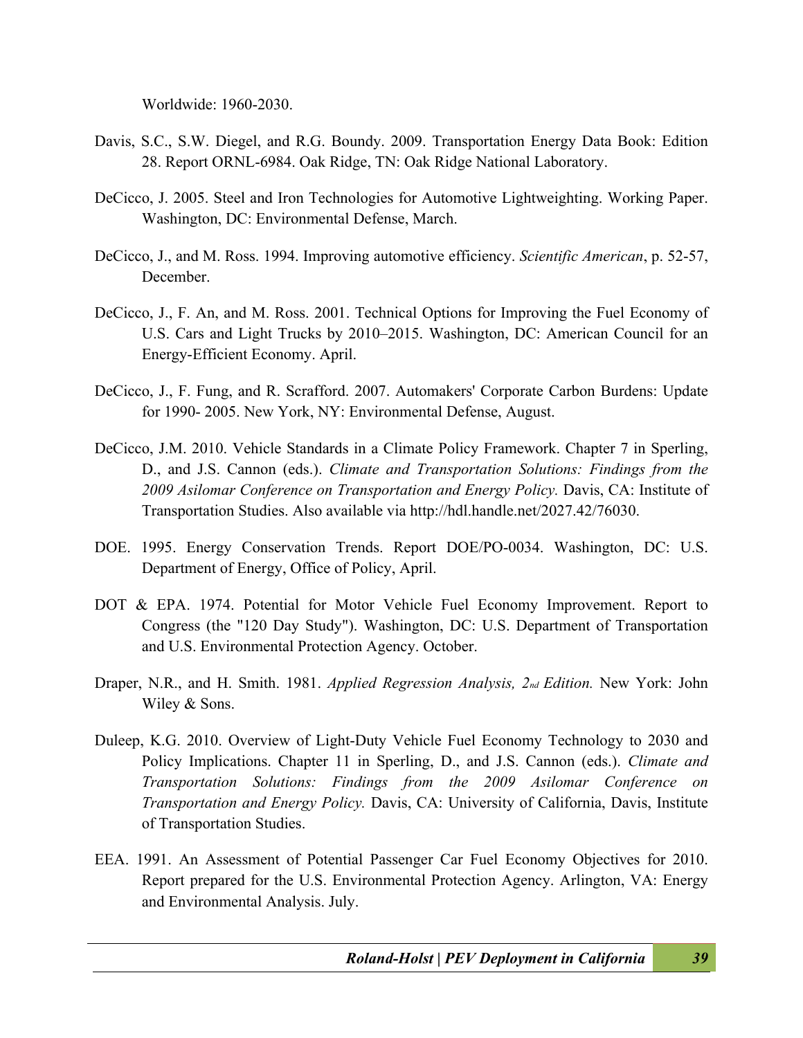Worldwide: 1960-2030.

Davis, S.C., S.W. Diegel, and R.G. Boundy. 2009. Transportation Energy Data Book: Edition 28. Report ORNL-6984. Oak Ridge, TN: Oak Ridge National Laboratory.

DeCicco, J. 2005. Steel and Iron Technologies for Automotive Lightweighting. Working Paper. Washington, DC: Environmental Defense, March.

DeCicco, J., and M. Ross. 1994. Improving automotive efficiency. *Scientific American*, p. 52-57, December.

DeCicco, J., F. An, and M. Ross. 2001. Technical Options for Improving the Fuel Economy of U.S. Cars and Light Trucks by 2010–2015. Washington, DC: American Council for an Energy-Efficient Economy. April.

DeCicco, J., F. Fung, and R. Scrafford. 2007. Automakers' Corporate Carbon Burdens: Update for 1990- 2005. New York, NY: Environmental Defense, August.

DeCicco, J.M. 2010. Vehicle Standards in a Climate Policy Framework. Chapter 7 in Sperling, D., and J.S. Cannon (eds.). *Climate and Transportation Solutions: Findings from the 2009 Asilomar Conference on Transportation and Energy Policy.* Davis, CA: Institute of Transportation Studies. Also available via http://hdl.handle.net/2027.42/76030.

DOE. 1995. Energy Conservation Trends. Report DOE/PO-0034. Washington, DC: U.S. Department of Energy, Office of Policy, April.

DOT & EPA. 1974. Potential for Motor Vehicle Fuel Economy Improvement. Report to Congress (the "120 Day Study"). Washington, DC: U.S. Department of Transportation and U.S. Environmental Protection Agency. October.

Draper, N.R., and H. Smith. 1981. *Applied Regression Analysis, 2nd Edition.* New York: John Wiley & Sons.

Duleep, K.G. 2010. Overview of Light-Duty Vehicle Fuel Economy Technology to 2030 and Policy Implications. Chapter 11 in Sperling, D., and J.S. Cannon (eds.). *Climate and Transportation Solutions: Findings from the 2009 Asilomar Conference on Transportation and Energy Policy.* Davis, CA: University of California, Davis, Institute of Transportation Studies.

EEA. 1991. An Assessment of Potential Passenger Car Fuel Economy Objectives for 2010. Report prepared for the U.S. Environmental Protection Agency. Arlington, VA: Energy and Environmental Analysis. July.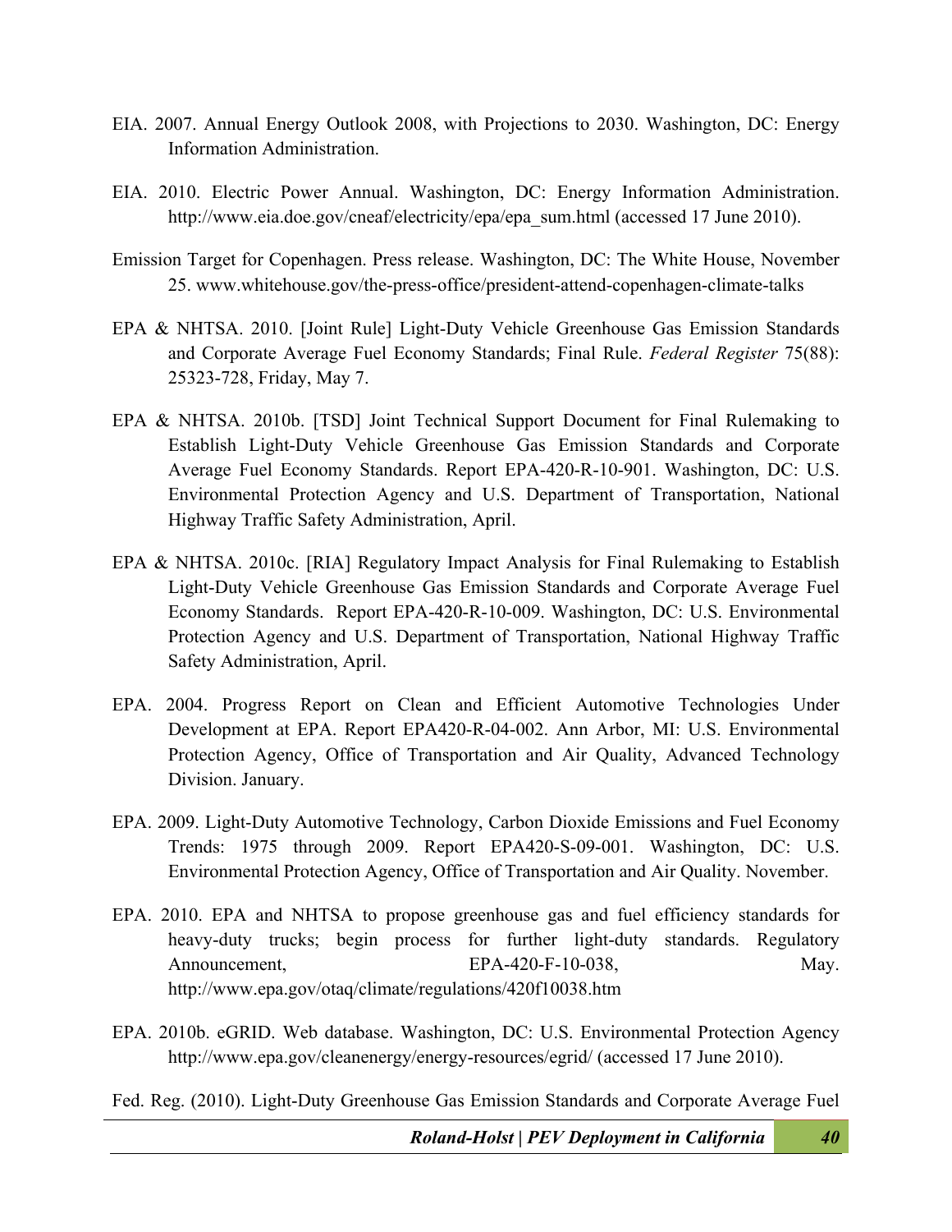EIA. 2007. Annual Energy Outlook 2008, with Projections to 2030. Washington, DC: Energy Information Administration.

EIA. 2010. Electric Power Annual. Washington, DC: Energy Information Administration. http://www.eia.doe.gov/cneaf/electricity/epa/epa_sum.html (accessed 17 June 2010).

Emission Target for Copenhagen. Press release. Washington, DC: The White House, November 25. www.whitehouse.gov/the-press-office/president-attend-copenhagen-climate-talks

EPA & NHTSA. 2010. [Joint Rule] Light-Duty Vehicle Greenhouse Gas Emission Standards and Corporate Average Fuel Economy Standards; Final Rule. *Federal Register* 75(88): 25323-728, Friday, May 7.

EPA & NHTSA. 2010b. [TSD] Joint Technical Support Document for Final Rulemaking to Establish Light-Duty Vehicle Greenhouse Gas Emission Standards and Corporate Average Fuel Economy Standards. Report EPA-420-R-10-901. Washington, DC: U.S. Environmental Protection Agency and U.S. Department of Transportation, National Highway Traffic Safety Administration, April.

EPA & NHTSA. 2010c. [RIA] Regulatory Impact Analysis for Final Rulemaking to Establish Light-Duty Vehicle Greenhouse Gas Emission Standards and Corporate Average Fuel Economy Standards. Report EPA-420-R-10-009. Washington, DC: U.S. Environmental Protection Agency and U.S. Department of Transportation, National Highway Traffic Safety Administration, April.

EPA. 2004. Progress Report on Clean and Efficient Automotive Technologies Under Development at EPA. Report EPA420-R-04-002. Ann Arbor, MI: U.S. Environmental Protection Agency, Office of Transportation and Air Quality, Advanced Technology Division. January.

EPA. 2009. Light-Duty Automotive Technology, Carbon Dioxide Emissions and Fuel Economy Trends: 1975 through 2009. Report EPA420-S-09-001. Washington, DC: U.S. Environmental Protection Agency, Office of Transportation and Air Quality. November.

EPA. 2010. EPA and NHTSA to propose greenhouse gas and fuel efficiency standards for heavy-duty trucks; begin process for further light-duty standards. Regulatory Announcement, EPA-420-F-10-038, May. http://www.epa.gov/otaq/climate/regulations/420f10038.htm

EPA. 2010b. eGRID. Web database. Washington, DC: U.S. Environmental Protection Agency http://www.epa.gov/cleanenergy/energy-resources/egrid/ (accessed 17 June 2010).

Fed. Reg. (2010). Light-Duty Greenhouse Gas Emission Standards and Corporate Average Fuel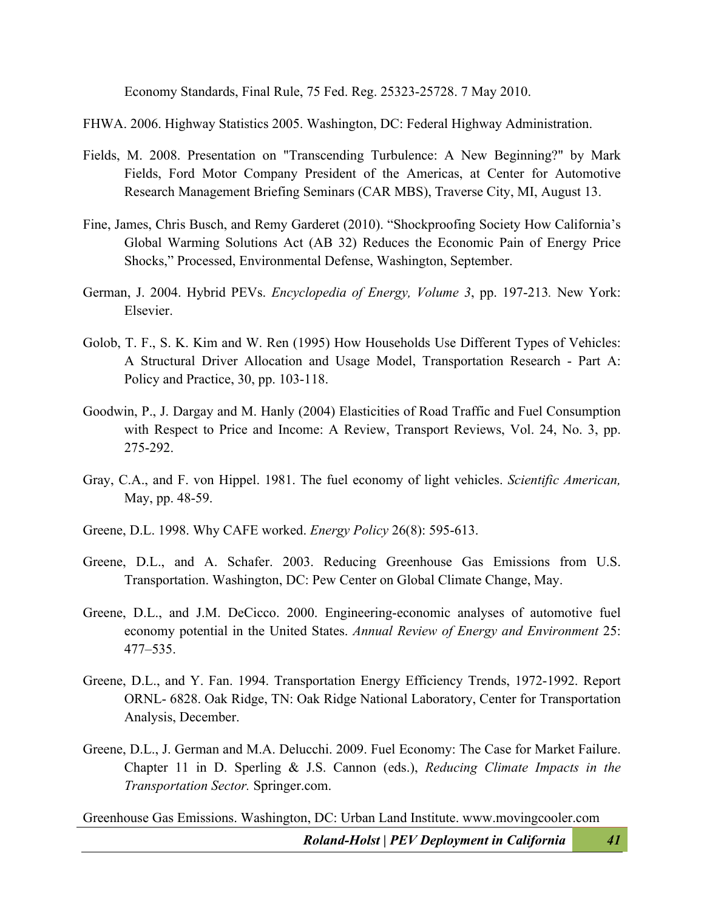Economy Standards, Final Rule, 75 Fed. Reg. 25323-25728. 7 May 2010.

FHWA. 2006. Highway Statistics 2005. Washington, DC: Federal Highway Administration.

Fields, M. 2008. Presentation on "Transcending Turbulence: A New Beginning?" by Mark Fields, Ford Motor Company President of the Americas, at Center for Automotive Research Management Briefing Seminars (CAR MBS), Traverse City, MI, August 13.

Fine, James, Chris Busch, and Remy Garderet (2010). "Shockproofing Society How California's Global Warming Solutions Act (AB 32) Reduces the Economic Pain of Energy Price Shocks," Processed, Environmental Defense, Washington, September.

German, J. 2004. Hybrid PEVs. *Encyclopedia of Energy, Volume 3*, pp. 197-213. New York: Elsevier.

Golob, T. F., S. K. Kim and W. Ren (1995) How Households Use Different Types of Vehicles: A Structural Driver Allocation and Usage Model, Transportation Research - Part A: Policy and Practice, 30, pp. 103-118.

Goodwin, P., J. Dargay and M. Hanly (2004) Elasticities of Road Traffic and Fuel Consumption with Respect to Price and Income: A Review, Transport Reviews, Vol. 24, No. 3, pp. 275-292.

Gray, C.A., and F. von Hippel. 1981. The fuel economy of light vehicles. *Scientific American,* May, pp. 48-59.

Greene, D.L. 1998. Why CAFE worked. *Energy Policy* 26(8): 595-613.

Greene, D.L., and A. Schafer. 2003. Reducing Greenhouse Gas Emissions from U.S. Transportation. Washington, DC: Pew Center on Global Climate Change, May.

Greene, D.L., and J.M. DeCicco. 2000. Engineering-economic analyses of automotive fuel economy potential in the United States. *Annual Review of Energy and Environment* 25: 477–535.

Greene, D.L., and Y. Fan. 1994. Transportation Energy Efficiency Trends, 1972-1992. Report ORNL- 6828. Oak Ridge, TN: Oak Ridge National Laboratory, Center for Transportation Analysis, December.

Greene, D.L., J. German and M.A. Delucchi. 2009. Fuel Economy: The Case for Market Failure. Chapter 11 in D. Sperling & J.S. Cannon (eds.), *Reducing Climate Impacts in the Transportation Sector.* Springer.com.

Greenhouse Gas Emissions. Washington, DC: Urban Land Institute. www.movingcooler.com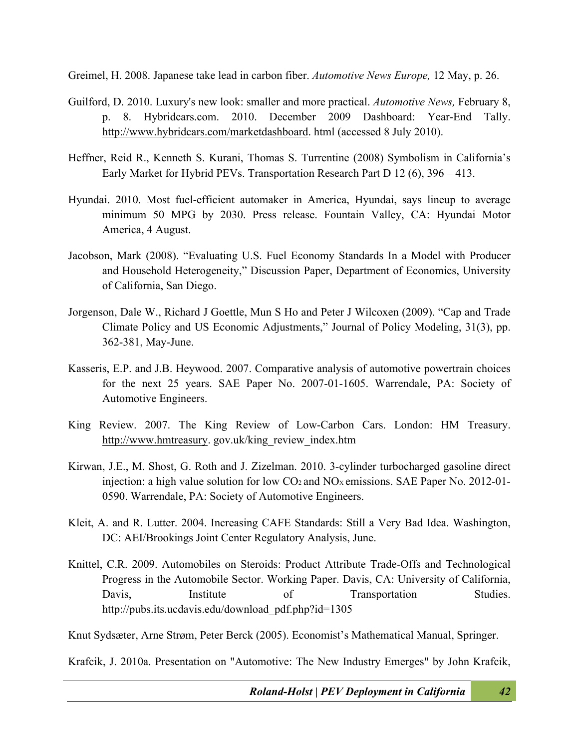Greimel, H. 2008. Japanese take lead in carbon fiber. *Automotive News Europe,* 12 May, p. 26.

Guilford, D. 2010. Luxury's new look: smaller and more practical. *Automotive News,* February 8, p. 8. Hybridcars.com. 2010. December 2009 Dashboard: Year-End Tally. http://www.hybridcars.com/marketdashboard. html (accessed 8 July 2010).

Heffner, Reid R., Kenneth S. Kurani, Thomas S. Turrentine (2008) Symbolism in California's Early Market for Hybrid PEVs. Transportation Research Part D 12 (6), 396 – 413.

Hyundai. 2010. Most fuel-efficient automaker in America, Hyundai, says lineup to average minimum 50 MPG by 2030. Press release. Fountain Valley, CA: Hyundai Motor America, 4 August.

Jacobson, Mark (2008). "Evaluating U.S. Fuel Economy Standards In a Model with Producer and Household Heterogeneity," Discussion Paper, Department of Economics, University of California, San Diego.

Jorgenson, Dale W., Richard J Goettle, Mun S Ho and Peter J Wilcoxen (2009). "Cap and Trade Climate Policy and US Economic Adjustments," Journal of Policy Modeling, 31(3), pp. 362-381, May-June.

Kasseris, E.P. and J.B. Heywood. 2007. Comparative analysis of automotive powertrain choices for the next 25 years. SAE Paper No. 2007-01-1605. Warrendale, PA: Society of Automotive Engineers.

King Review. 2007. The King Review of Low-Carbon Cars. London: HM Treasury. http://www.hmtreasury. gov.uk/king_review_index.htm

Kirwan, J.E., M. Shost, G. Roth and J. Zizelman. 2010. 3-cylinder turbocharged gasoline direct injection: a high value solution for low $CO_2$ and $NO_X$ emissions. SAE Paper No. 2012-01-0590. Warrendale, PA: Society of Automotive Engineers.

Kleit, A. and R. Lutter. 2004. Increasing CAFE Standards: Still a Very Bad Idea. Washington, DC: AEI/Brookings Joint Center Regulatory Analysis, June.

Knittel, C.R. 2009. Automobiles on Steroids: Product Attribute Trade-Offs and Technological Progress in the Automobile Sector. Working Paper. Davis, CA: University of California, Davis, Institute of Transportation Studies. http://pubs.its.ucdavis.edu/download_pdf.php?id=1305

Knut Sydsæter, Arne Strøm, Peter Berck (2005). Economist's Mathematical Manual, Springer.

Krafcik, J. 2010a. Presentation on "Automotive: The New Industry Emerges" by John Krafcik,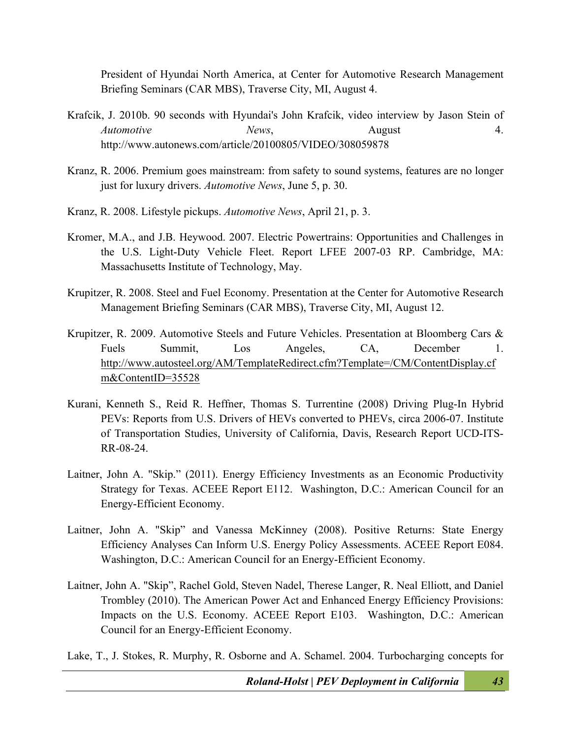President of Hyundai North America, at Center for Automotive Research Management Briefing Seminars (CAR MBS), Traverse City, MI, August 4.

Krafcik, J. 2010b. 90 seconds with Hyundai's John Krafcik, video interview by Jason Stein of *Automotive News*, August 4. http://www.autonews.com/article/20100805/VIDEO/308059878

Kranz, R. 2006. Premium goes mainstream: from safety to sound systems, features are no longer just for luxury drivers. *Automotive News*, June 5, p. 30.

Kranz, R. 2008. Lifestyle pickups. *Automotive News*, April 21, p. 3.

Kromer, M.A., and J.B. Heywood. 2007. Electric Powertrains: Opportunities and Challenges in the U.S. Light-Duty Vehicle Fleet. Report LFEE 2007-03 RP. Cambridge, MA: Massachusetts Institute of Technology, May.

Krupitzer, R. 2008. Steel and Fuel Economy. Presentation at the Center for Automotive Research Management Briefing Seminars (CAR MBS), Traverse City, MI, August 12.

Krupitzer, R. 2009. Automotive Steels and Future Vehicles. Presentation at Bloomberg Cars & Fuels Summit, Los Angeles, CA, December 1. http://www.autosteel.org/AM/TemplateRedirect.cfm?Template=/CM/ContentDisplay.cfm&ContentID=35528

Kurani, Kenneth S., Reid R. Heffner, Thomas S. Turrentine (2008) Driving Plug-In Hybrid PEVs: Reports from U.S. Drivers of HEVs converted to PHEVs, circa 2006-07. Institute of Transportation Studies, University of California, Davis, Research Report UCD-ITS-RR-08-24.

Laitner, John A. "Skip." (2011). Energy Efficiency Investments as an Economic Productivity Strategy for Texas. ACEEE Report E112. Washington, D.C.: American Council for an Energy-Efficient Economy.

Laitner, John A. "Skip" and Vanessa McKinney (2008). Positive Returns: State Energy Efficiency Analyses Can Inform U.S. Energy Policy Assessments. ACEEE Report E084. Washington, D.C.: American Council for an Energy-Efficient Economy.

Laitner, John A. "Skip", Rachel Gold, Steven Nadel, Therese Langer, R. Neal Elliott, and Daniel Trombley (2010). The American Power Act and Enhanced Energy Efficiency Provisions: Impacts on the U.S. Economy. ACEEE Report E103. Washington, D.C.: American Council for an Energy-Efficient Economy.

Lake, T., J. Stokes, R. Murphy, R. Osborne and A. Schamel. 2004. Turbocharging concepts for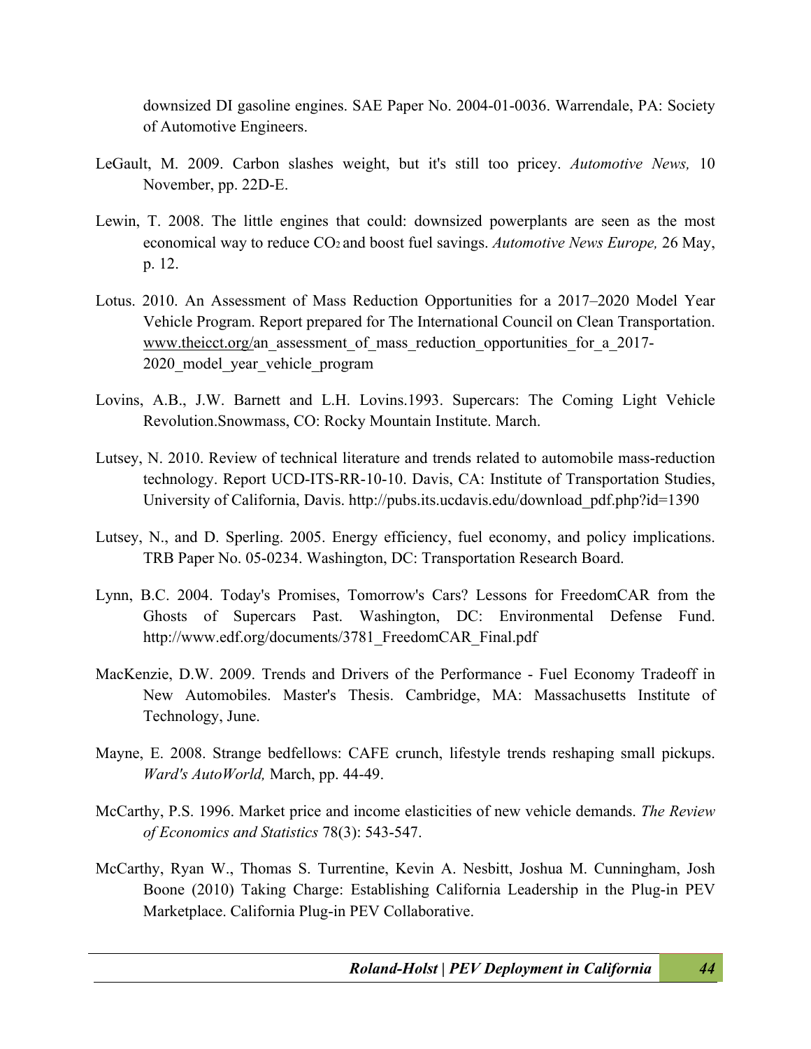downsized DI gasoline engines. SAE Paper No. 2004-01-0036. Warrendale, PA: Society of Automotive Engineers.

LeGault, M. 2009. Carbon slashes weight, but it's still too pricey. *Automotive News,* 10 November, pp. 22D-E.

Lewin, T. 2008. The little engines that could: downsized powerplants are seen as the most economical way to reduce $CO_2$ and boost fuel savings. *Automotive News Europe,* 26 May, p. 12.

Lotus. 2010. An Assessment of Mass Reduction Opportunities for a 2017–2020 Model Year Vehicle Program. Report prepared for The International Council on Clean Transportation. www.theicct.org/an_assessment_of_mass_reduction_opportunities_for_a_2017-2020_model_year_vehicle_program

Lovins, A.B., J.W. Barnett and L.H. Lovins.1993. Supercars: The Coming Light Vehicle Revolution.Snowmass, CO: Rocky Mountain Institute. March.

Lutsey, N. 2010. Review of technical literature and trends related to automobile mass-reduction technology. Report UCD-ITS-RR-10-10. Davis, CA: Institute of Transportation Studies, University of California, Davis. http://pubs.its.ucdavis.edu/download_pdf.php?id=1390

Lutsey, N., and D. Sperling. 2005. Energy efficiency, fuel economy, and policy implications. TRB Paper No. 05-0234. Washington, DC: Transportation Research Board.

Lynn, B.C. 2004. Today's Promises, Tomorrow's Cars? Lessons for FreedomCAR from the Ghosts of Supercars Past. Washington, DC: Environmental Defense Fund. http://www.edf.org/documents/3781_FreedomCAR_Final.pdf

MacKenzie, D.W. 2009. Trends and Drivers of the Performance - Fuel Economy Tradeoff in New Automobiles. Master's Thesis. Cambridge, MA: Massachusetts Institute of Technology, June.

Mayne, E. 2008. Strange bedfellows: CAFE crunch, lifestyle trends reshaping small pickups. *Ward's AutoWorld,* March, pp. 44-49.

McCarthy, P.S. 1996. Market price and income elasticities of new vehicle demands. *The Review of Economics and Statistics* 78(3): 543-547.

McCarthy, Ryan W., Thomas S. Turrentine, Kevin A. Nesbitt, Joshua M. Cunningham, Josh Boone (2010) Taking Charge: Establishing California Leadership in the Plug-in PEV Marketplace. California Plug-in PEV Collaborative.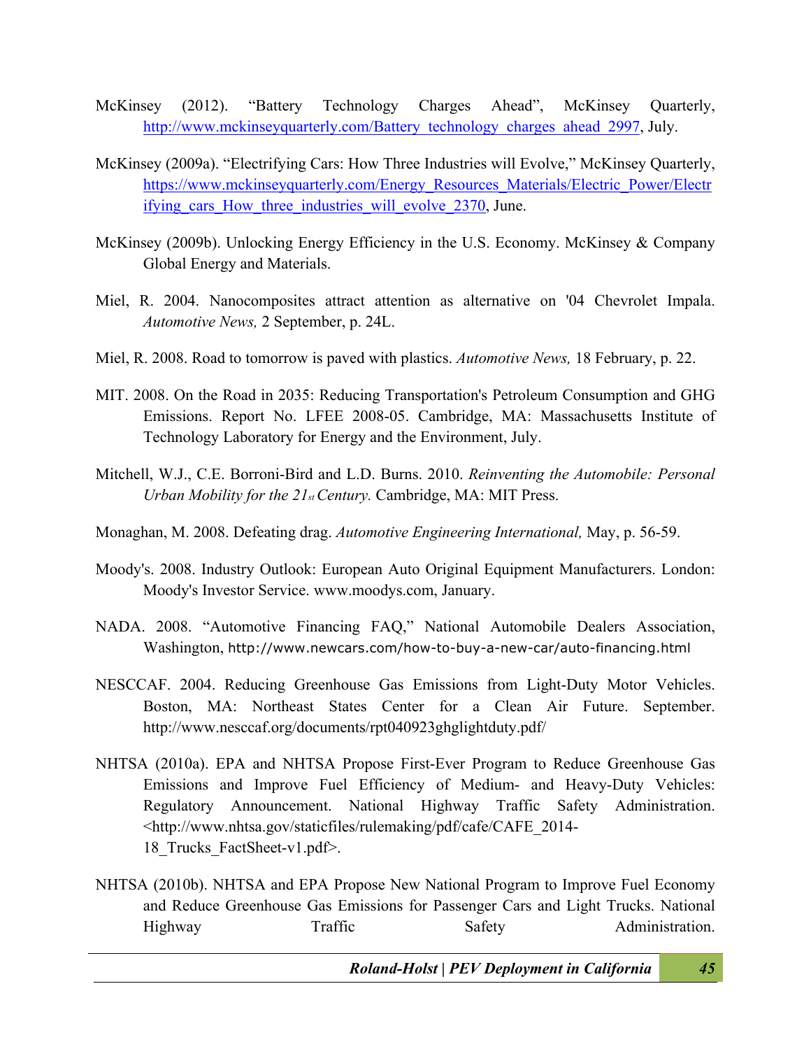McKinsey (2012). "Battery Technology Charges Ahead", McKinsey Quarterly, http://www.mckinseyquarterly.com/Battery_technology_charges_ahead_2997, July.

McKinsey (2009a). "Electrifying Cars: How Three Industries will Evolve," McKinsey Quarterly, https://www.mckinseyquarterly.com/Energy_Resources_Materials/Electric_Power/Electrifying_cars_How_three_industries_will_evolve_2370, June.

McKinsey (2009b). Unlocking Energy Efficiency in the U.S. Economy. McKinsey & Company Global Energy and Materials.

Miel, R. 2004. Nanocomposites attract attention as alternative on '04 Chevrolet Impala. *Automotive News,* 2 September, p. 24L.

Miel, R. 2008. Road to tomorrow is paved with plastics. *Automotive News,* 18 February, p. 22.

MIT. 2008. On the Road in 2035: Reducing Transportation's Petroleum Consumption and GHG Emissions. Report No. LFEE 2008-05. Cambridge, MA: Massachusetts Institute of Technology Laboratory for Energy and the Environment, July.

Mitchell, W.J., C.E. Borroni-Bird and L.D. Burns. 2010. *Reinventing the Automobile: Personal Urban Mobility for the 21st Century.* Cambridge, MA: MIT Press.

Monaghan, M. 2008. Defeating drag. *Automotive Engineering International,* May, p. 56-59.

Moody's. 2008. Industry Outlook: European Auto Original Equipment Manufacturers. London: Moody's Investor Service. www.moodys.com, January.

NADA. 2008. "Automotive Financing FAQ," National Automobile Dealers Association, Washington, http://www.newcars.com/how-to-buy-a-new-car/auto-financing.html

NESCCAF. 2004. Reducing Greenhouse Gas Emissions from Light-Duty Motor Vehicles. Boston, MA: Northeast States Center for a Clean Air Future. September. http://www.nesccaf.org/documents/rpt040923ghglightduty.pdf/

NHTSA (2010a). EPA and NHTSA Propose First-Ever Program to Reduce Greenhouse Gas Emissions and Improve Fuel Efficiency of Medium- and Heavy-Duty Vehicles: Regulatory Announcement. National Highway Traffic Safety Administration. <http://www.nhtsa.gov/staticfiles/rulemaking/pdf/cafe/CAFE_2014-18_Trucks_FactSheet-v1.pdf>.

NHTSA (2010b). NHTSA and EPA Propose New National Program to Improve Fuel Economy and Reduce Greenhouse Gas Emissions for Passenger Cars and Light Trucks. National Highway Traffic Safety Administration.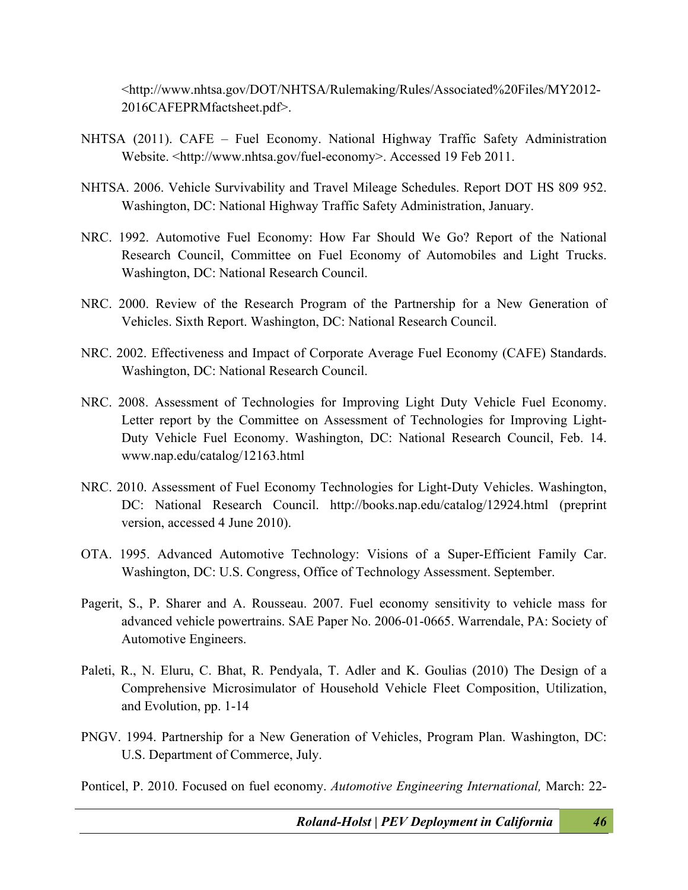<http://www.nhtsa.gov/DOT/NHTSA/Rulemaking/Rules/Associated%20Files/MY2012-2016CAFEPRMfactsheet.pdf>.

NHTSA (2011). CAFE – Fuel Economy. National Highway Traffic Safety Administration Website. <http://www.nhtsa.gov/fuel-economy>. Accessed 19 Feb 2011.

NHTSA. 2006. Vehicle Survivability and Travel Mileage Schedules. Report DOT HS 809 952. Washington, DC: National Highway Traffic Safety Administration, January.

NRC. 1992. Automotive Fuel Economy: How Far Should We Go? Report of the National Research Council, Committee on Fuel Economy of Automobiles and Light Trucks. Washington, DC: National Research Council.

NRC. 2000. Review of the Research Program of the Partnership for a New Generation of Vehicles. Sixth Report. Washington, DC: National Research Council.

NRC. 2002. Effectiveness and Impact of Corporate Average Fuel Economy (CAFE) Standards. Washington, DC: National Research Council.

NRC. 2008. Assessment of Technologies for Improving Light Duty Vehicle Fuel Economy. Letter report by the Committee on Assessment of Technologies for Improving Light-Duty Vehicle Fuel Economy. Washington, DC: National Research Council, Feb. 14. www.nap.edu/catalog/12163.html

NRC. 2010. Assessment of Fuel Economy Technologies for Light-Duty Vehicles. Washington, DC: National Research Council. http://books.nap.edu/catalog/12924.html (preprint version, accessed 4 June 2010).

OTA. 1995. Advanced Automotive Technology: Visions of a Super-Efficient Family Car. Washington, DC: U.S. Congress, Office of Technology Assessment. September.

Pagerit, S., P. Sharer and A. Rousseau. 2007. Fuel economy sensitivity to vehicle mass for advanced vehicle powertrains. SAE Paper No. 2006-01-0665. Warrendale, PA: Society of Automotive Engineers.

Paleti, R., N. Eluru, C. Bhat, R. Pendyala, T. Adler and K. Goulias (2010) The Design of a Comprehensive Microsimulator of Household Vehicle Fleet Composition, Utilization, and Evolution, pp. 1-14

PNGV. 1994. Partnership for a New Generation of Vehicles, Program Plan. Washington, DC: U.S. Department of Commerce, July.

Ponticel, P. 2010. Focused on fuel economy. *Automotive Engineering International,* March: 22-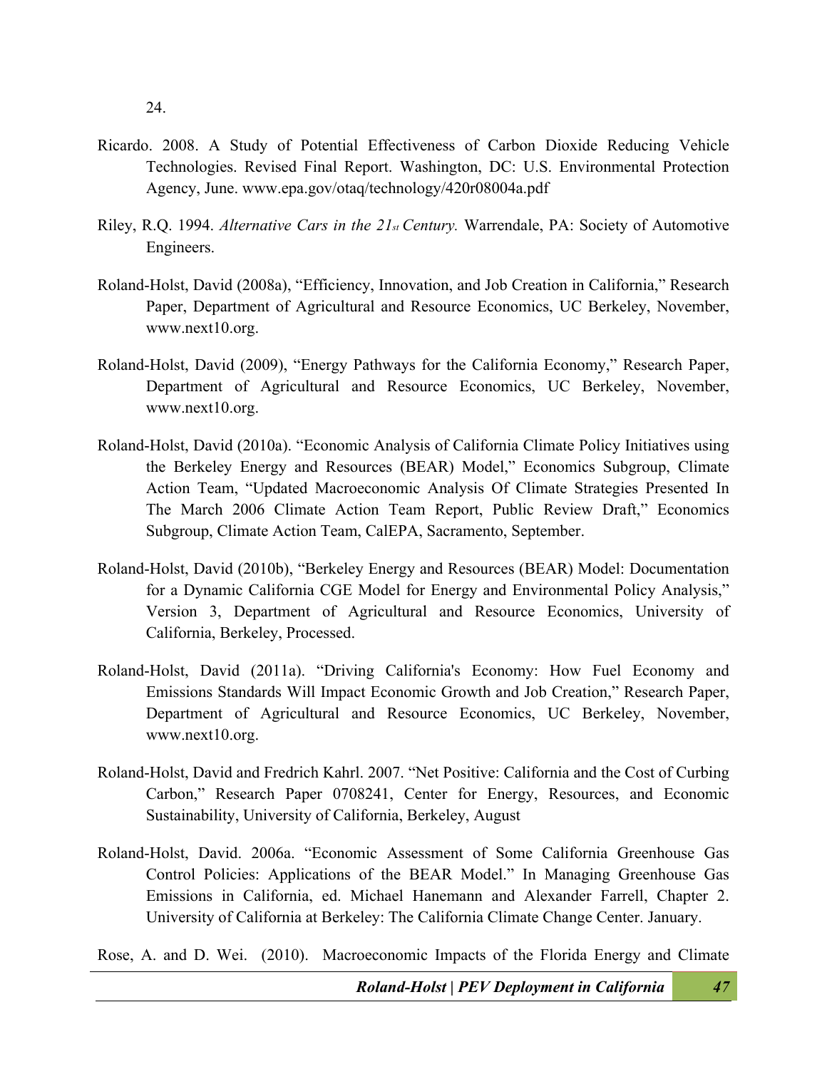24.

Ricardo. 2008. A Study of Potential Effectiveness of Carbon Dioxide Reducing Vehicle Technologies. Revised Final Report. Washington, DC: U.S. Environmental Protection Agency, June. www.epa.gov/otaq/technology/420r08004a.pdf

Riley, R.Q. 1994. *Alternative Cars in the 21st Century.* Warrendale, PA: Society of Automotive Engineers.

Roland-Holst, David (2008a), "Efficiency, Innovation, and Job Creation in California," Research Paper, Department of Agricultural and Resource Economics, UC Berkeley, November, www.next10.org.

Roland-Holst, David (2009), "Energy Pathways for the California Economy," Research Paper, Department of Agricultural and Resource Economics, UC Berkeley, November, www.next10.org.

Roland-Holst, David (2010a). "Economic Analysis of California Climate Policy Initiatives using the Berkeley Energy and Resources (BEAR) Model," Economics Subgroup, Climate Action Team, "Updated Macroeconomic Analysis Of Climate Strategies Presented In The March 2006 Climate Action Team Report, Public Review Draft," Economics Subgroup, Climate Action Team, CalEPA, Sacramento, September.

Roland-Holst, David (2010b), "Berkeley Energy and Resources (BEAR) Model: Documentation for a Dynamic California CGE Model for Energy and Environmental Policy Analysis," Version 3, Department of Agricultural and Resource Economics, University of California, Berkeley, Processed.

Roland-Holst, David (2011a). "Driving California's Economy: How Fuel Economy and Emissions Standards Will Impact Economic Growth and Job Creation," Research Paper, Department of Agricultural and Resource Economics, UC Berkeley, November, www.next10.org.

Roland-Holst, David and Fredrich Kahrl. 2007. "Net Positive: California and the Cost of Curbing Carbon," Research Paper 0708241, Center for Energy, Resources, and Economic Sustainability, University of California, Berkeley, August

Roland-Holst, David. 2006a. "Economic Assessment of Some California Greenhouse Gas Control Policies: Applications of the BEAR Model." In Managing Greenhouse Gas Emissions in California, ed. Michael Hanemann and Alexander Farrell, Chapter 2. University of California at Berkeley: The California Climate Change Center. January.

Rose, A. and D. Wei. (2010). Macroeconomic Impacts of the Florida Energy and Climate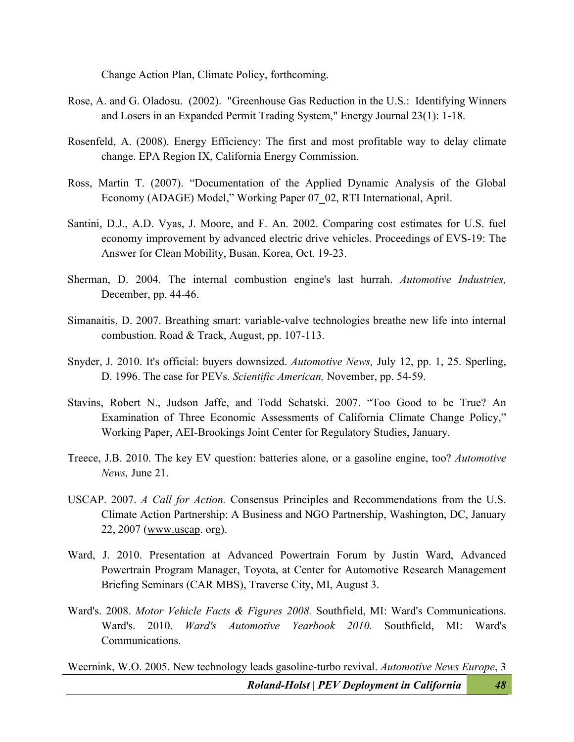Change Action Plan, Climate Policy, forthcoming.

Rose, A. and G. Oladosu. (2002). "Greenhouse Gas Reduction in the U.S.: Identifying Winners and Losers in an Expanded Permit Trading System," Energy Journal 23(1): 1-18.

Rosenfeld, A. (2008). Energy Efficiency: The first and most profitable way to delay climate change. EPA Region IX, California Energy Commission.

Ross, Martin T. (2007). "Documentation of the Applied Dynamic Analysis of the Global Economy (ADAGE) Model," Working Paper 07_02, RTI International, April.

Santini, D.J., A.D. Vyas, J. Moore, and F. An. 2002. Comparing cost estimates for U.S. fuel economy improvement by advanced electric drive vehicles. Proceedings of EVS-19: The Answer for Clean Mobility, Busan, Korea, Oct. 19-23.

Sherman, D. 2004. The internal combustion engine's last hurrah. *Automotive Industries,* December, pp. 44-46.

Simanaitis, D. 2007. Breathing smart: variable-valve technologies breathe new life into internal combustion. Road & Track, August, pp. 107-113.

Snyder, J. 2010. It's official: buyers downsized. *Automotive News,* July 12, pp. 1, 25. Sperling, D. 1996. The case for PEVs. *Scientific American,* November, pp. 54-59.

Stavins, Robert N., Judson Jaffe, and Todd Schatski. 2007. "Too Good to be True? An Examination of Three Economic Assessments of California Climate Change Policy," Working Paper, AEI-Brookings Joint Center for Regulatory Studies, January.

Treece, J.B. 2010. The key EV question: batteries alone, or a gasoline engine, too? *Automotive News,* June 21.

USCAP. 2007. *A Call for Action.* Consensus Principles and Recommendations from the U.S. Climate Action Partnership: A Business and NGO Partnership, Washington, DC, January 22, 2007 (www.uscap. org).

Ward, J. 2010. Presentation at Advanced Powertrain Forum by Justin Ward, Advanced Powertrain Program Manager, Toyota, at Center for Automotive Research Management Briefing Seminars (CAR MBS), Traverse City, MI, August 3.

Ward's. 2008. *Motor Vehicle Facts & Figures 2008.* Southfield, MI: Ward's Communications. Ward's. 2010. *Ward's Automotive Yearbook 2010.* Southfield, MI: Ward's Communications.

Weernink, W.O. 2005. New technology leads gasoline-turbo revival. *Automotive News Europe*, 3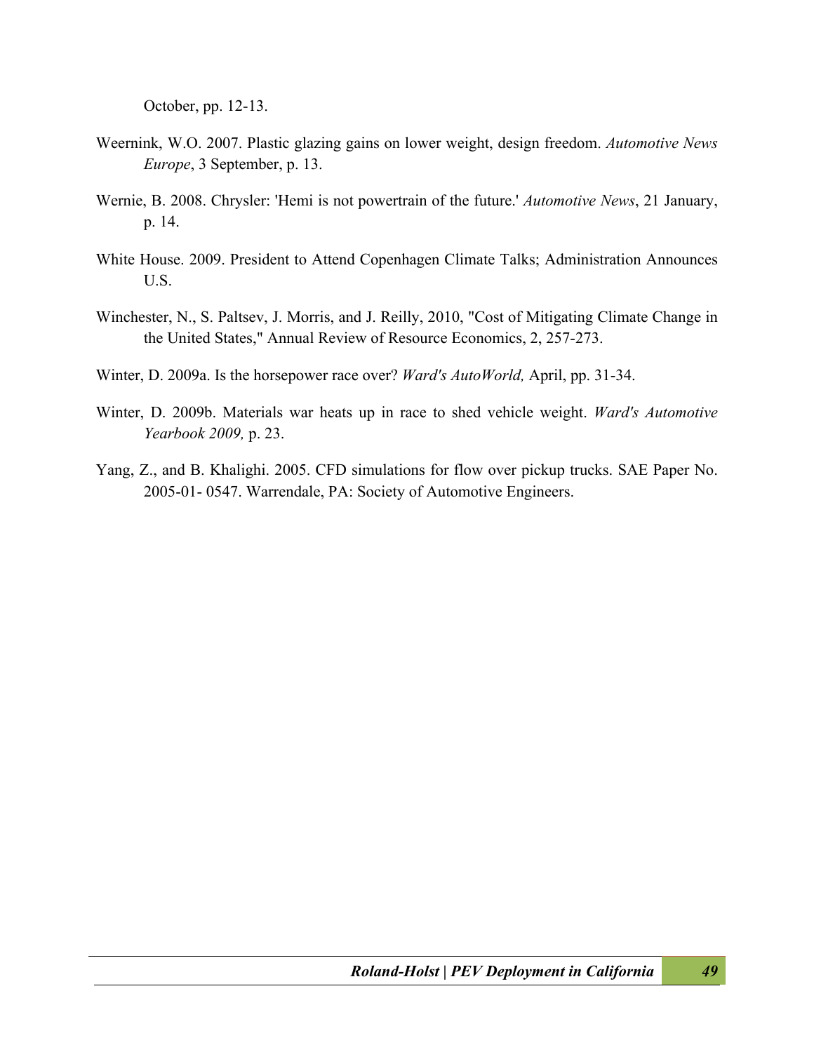October, pp. 12-13.

Weernink, W.O. 2007. Plastic glazing gains on lower weight, design freedom. *Automotive News Europe*, 3 September, p. 13.

Wernie, B. 2008. Chrysler: 'Hemi is not powertrain of the future.' *Automotive News*, 21 January, p. 14.

White House. 2009. President to Attend Copenhagen Climate Talks; Administration Announces U.S.

Winchester, N., S. Paltsev, J. Morris, and J. Reilly, 2010, "Cost of Mitigating Climate Change in the United States," Annual Review of Resource Economics, 2, 257-273.

Winter, D. 2009a. Is the horsepower race over? *Ward's AutoWorld,* April, pp. 31-34.

Winter, D. 2009b. Materials war heats up in race to shed vehicle weight. *Ward's Automotive Yearbook 2009,* p. 23.

Yang, Z., and B. Khalighi. 2005. CFD simulations for flow over pickup trucks. SAE Paper No. 2005-01- 0547. Warrendale, PA: Society of Automotive Engineers.